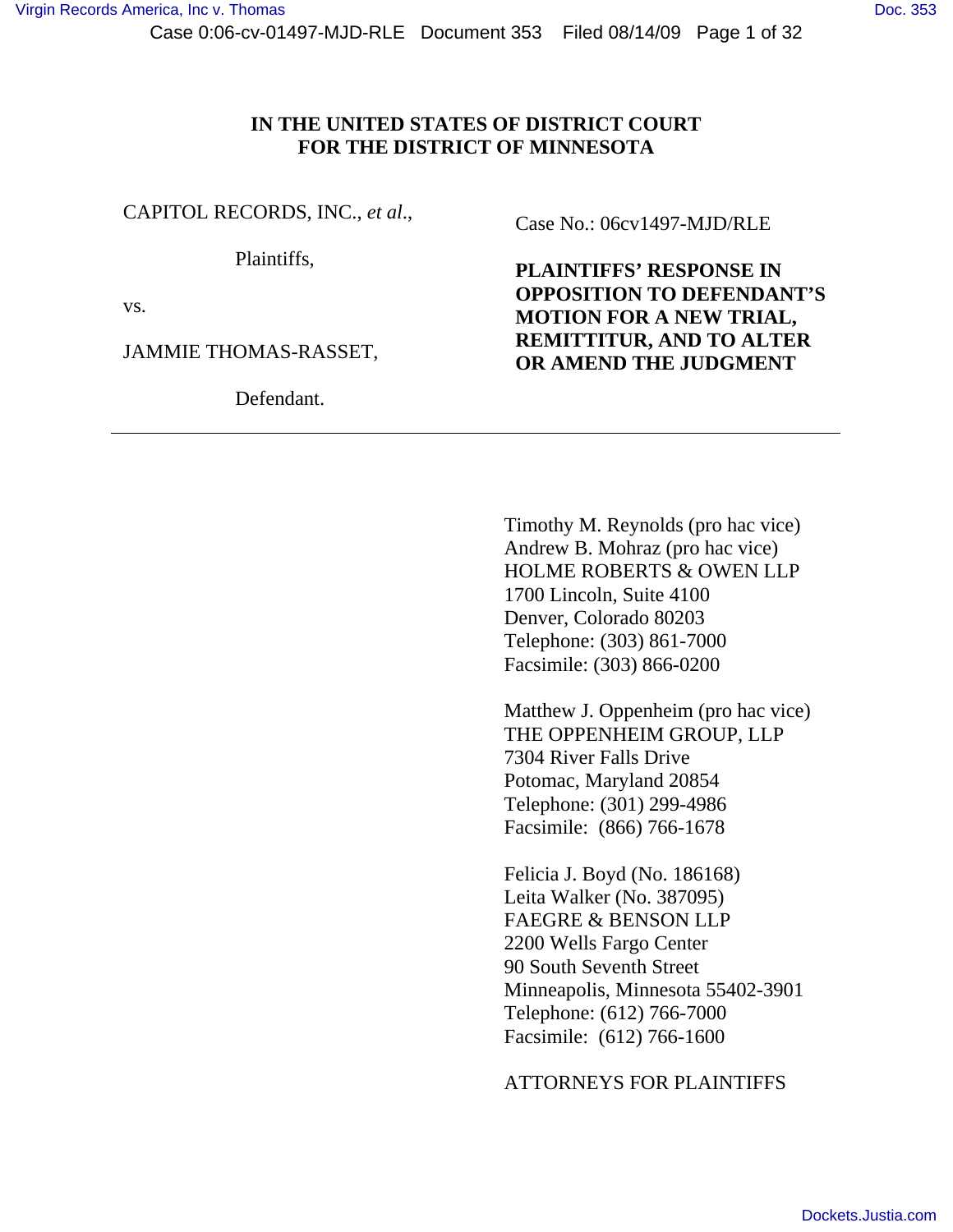# IN THE UNITED STATES OF DISTRICT COURT
# FOR THE DISTRICT OF MINNESOTA

CAPITOL RECORDS, INC., *et al.*,

Plaintiffs,

vs.

JAMMIE THOMAS-RASSET,

Defendant.

Case No.: 06cv1497-MJD/RLE

**PLAINTIFFS' RESPONSE IN OPPOSITION TO DEFENDANT'S MOTION FOR A NEW TRIAL, REMITTITUR, AND TO ALTER OR AMEND THE JUDGMENT**

---

Timothy M. Reynolds (pro hac vice)
Andrew B. Mohraz (pro hac vice)
HOLME ROBERTS & OWEN LLP
1700 Lincoln, Suite 4100
Denver, Colorado 80203
Telephone: (303) 861-7000
Facsimile: (303) 866-0200

Matthew J. Oppenheim (pro hac vice)
THE OPPENHEIM GROUP, LLP
7304 River Falls Drive
Potomac, Maryland 20854
Telephone: (301) 299-4986
Facsimile: (866) 766-1678

Felicia J. Boyd (No. 186168)
Leita Walker (No. 387095)
FAEGRE & BENSON LLP
2200 Wells Fargo Center
90 South Seventh Street
Minneapolis, Minnesota 55402-3901
Telephone: (612) 766-7000
Facsimile: (612) 766-1600

ATTORNEYS FOR PLAINTIFFS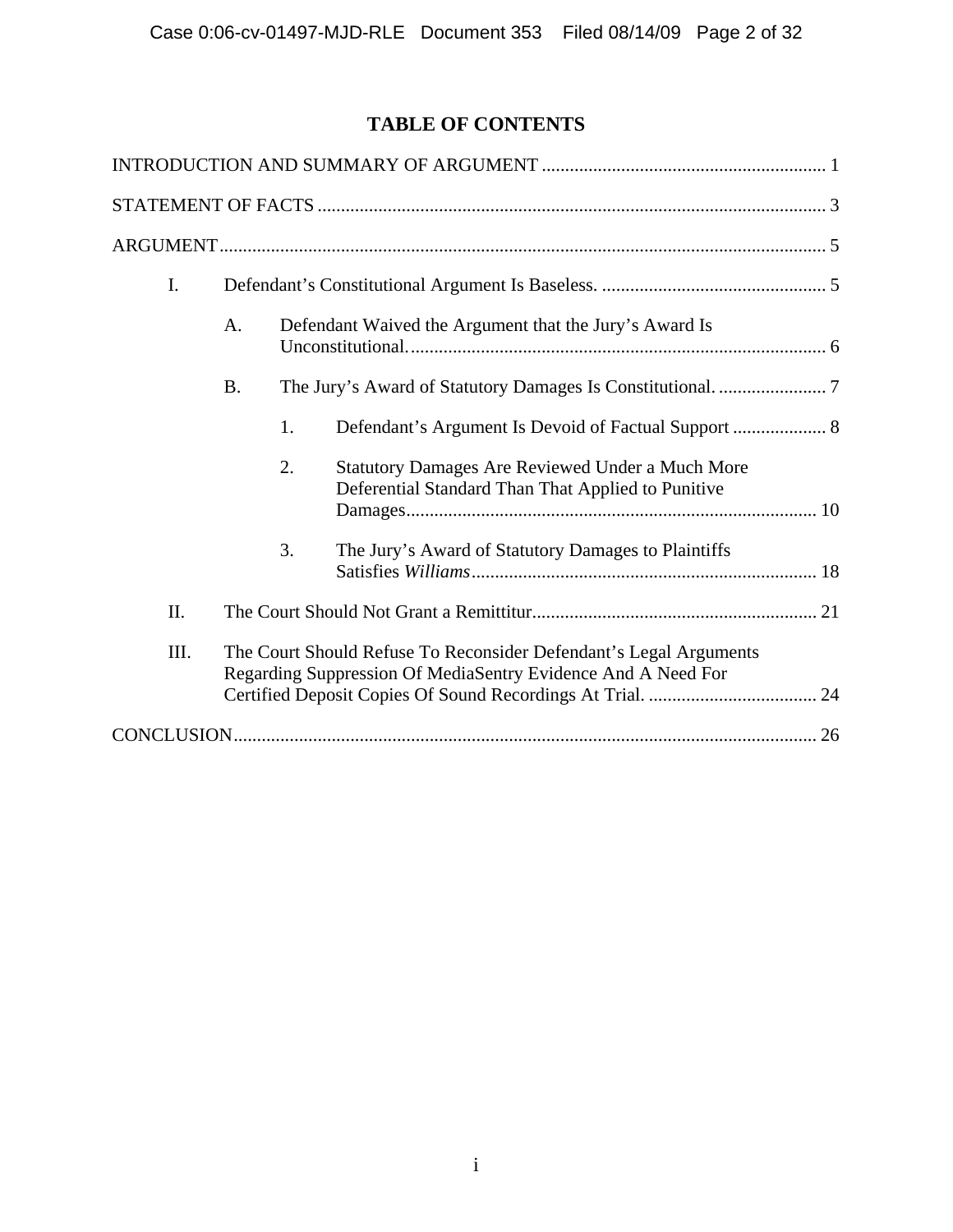# TABLE OF CONTENTS

INTRODUCTION AND SUMMARY OF ARGUMENT ........................................................................ 1

STATEMENT OF FACTS ........................................................................................................... 3

ARGUMENT................................................................................................................................ 5

I. Defendant's Constitutional Argument Is Baseless. ................................................ 5

  A. Defendant Waived the Argument that the Jury's Award Is Unconstitutional. ......................................................................................... 6

  B. The Jury's Award of Statutory Damages Is Constitutional. ....................... 7

    1. Defendant's Argument Is Devoid of Factual Support .................... 8

    2. Statutory Damages Are Reviewed Under a Much More Deferential Standard Than That Applied to Punitive Damages........................................................................................ 10

    3. The Jury's Award of Statutory Damages to Plaintiffs Satisfies *Williams*.......................................................................... 18

II. The Court Should Not Grant a Remittitur............................................................. 21

III. The Court Should Refuse To Reconsider Defendant's Legal Arguments Regarding Suppression Of MediaSentry Evidence And A Need For Certified Deposit Copies Of Sound Recordings At Trial. .................................... 24

CONCLUSION............................................................................................................................ 26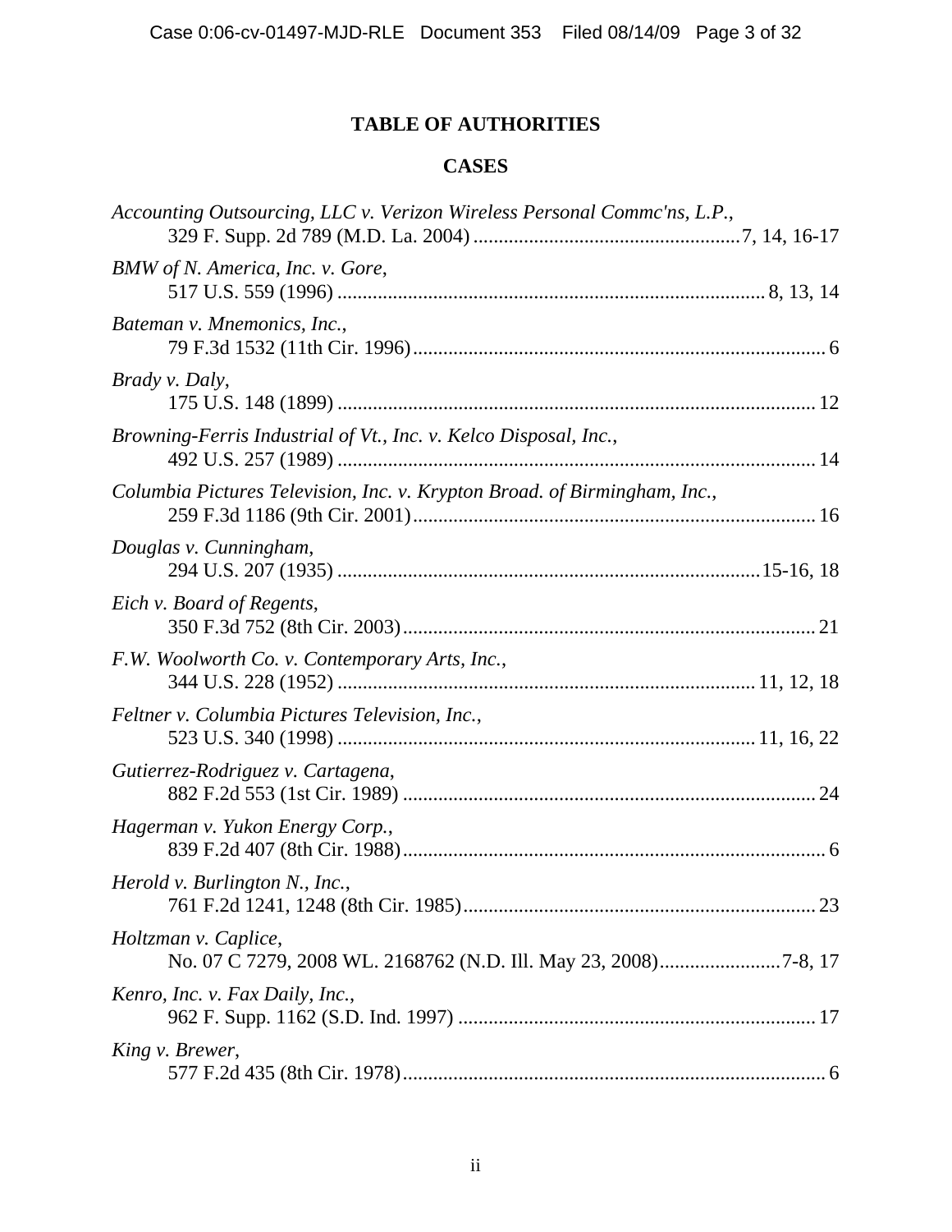# TABLE OF AUTHORITIES

## CASES

*Accounting Outsourcing, LLC v. Verizon Wireless Personal Commc'ns, L.P.*, 329 F. Supp. 2d 789 (M.D. La. 2004) .................................................... 7, 14, 16-17

*BMW of N. America, Inc. v. Gore*, 517 U.S. 559 (1996) .................................................................................... 8, 13, 14

*Bateman v. Mnemonics, Inc.*, 79 F.3d 1532 (11th Cir. 1996) .................................................................................. 6

*Brady v. Daly*, 175 U.S. 148 (1899) ............................................................................................. 12

*Browning-Ferris Industrial of Vt., Inc. v. Kelco Disposal, Inc.*, 492 U.S. 257 (1989) ............................................................................................. 14

*Columbia Pictures Television, Inc. v. Krypton Broad. of Birmingham, Inc.*, 259 F.3d 1186 (9th Cir. 2001) ............................................................................... 16

*Douglas v. Cunningham*, 294 U.S. 207 (1935) .................................................................................. 15-16, 18

*Eich v. Board of Regents*, 350 F.3d 752 (8th Cir. 2003) ................................................................................. 21

*F.W. Woolworth Co. v. Contemporary Arts, Inc.*, 344 U.S. 228 (1952) ................................................................................ 11, 12, 18

*Feltner v. Columbia Pictures Television, Inc.*, 523 U.S. 340 (1998) ................................................................................ 11, 16, 22

*Gutierrez-Rodriguez v. Cartagena*, 882 F.2d 553 (1st Cir. 1989) ................................................................................. 24

*Hagerman v. Yukon Energy Corp.*, 839 F.2d 407 (8th Cir. 1988) .................................................................................. 6

*Herold v. Burlington N., Inc.*, 761 F.2d 1241, 1248 (8th Cir. 1985) ..................................................................... 23

*Holtzman v. Caplice*, No. 07 C 7279, 2008 WL. 2168762 (N.D. Ill. May 23, 2008) ........................ 7-8, 17

*Kenro, Inc. v. Fax Daily, Inc.*, 962 F. Supp. 1162 (S.D. Ind. 1997) ...................................................................... 17

*King v. Brewer*, 577 F.2d 435 (8th Cir. 1978) .................................................................................. 6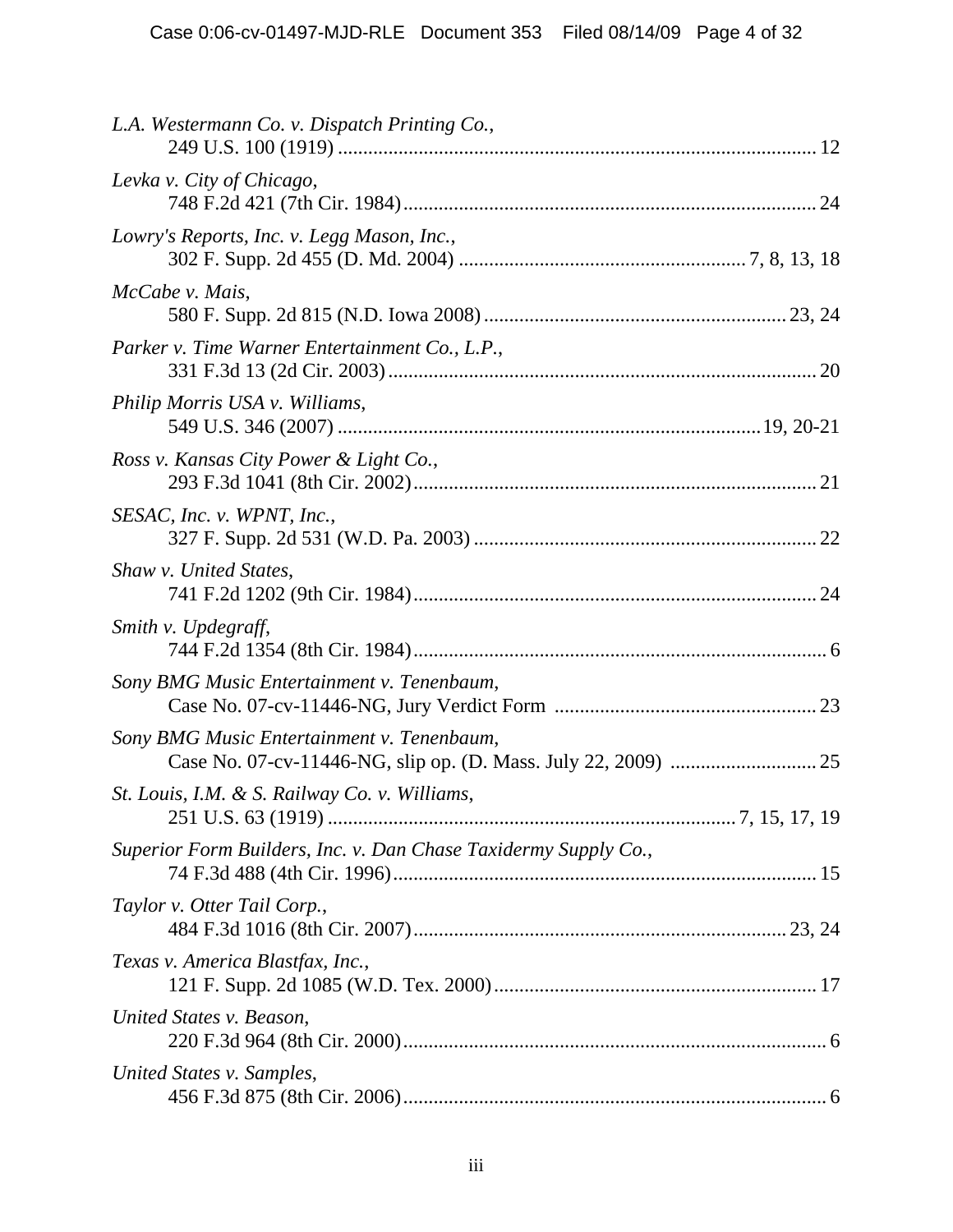*L.A. Westermann Co. v. Dispatch Printing Co.*,
249 U.S. 100 (1919) .......................................................................................... 12

*Levka v. City of Chicago*,
748 F.2d 421 (7th Cir. 1984)................................................................................ 24

*Lowry's Reports, Inc. v. Legg Mason, Inc.*,
302 F. Supp. 2d 455 (D. Md. 2004) ........................................................ 7, 8, 13, 18

*McCabe v. Mais*,
580 F. Supp. 2d 815 (N.D. Iowa 2008) ........................................................... 23, 24

*Parker v. Time Warner Entertainment Co., L.P.*,
331 F.3d 13 (2d Cir. 2003).................................................................................... 20

*Philip Morris USA v. Williams*,
549 U.S. 346 (2007) ..................................................................................19, 20-21

*Ross v. Kansas City Power & Light Co.*,
293 F.3d 1041 (8th Cir. 2002)............................................................................... 21

*SESAC, Inc. v. WPNT, Inc.*,
327 F. Supp. 2d 531 (W.D. Pa. 2003) ................................................................... 22

*Shaw v. United States*,
741 F.2d 1202 (9th Cir. 1984)............................................................................... 24

*Smith v. Updegraff*,
744 F.2d 1354 (8th Cir. 1984)................................................................................. 6

*Sony BMG Music Entertainment v. Tenenbaum*,
Case No. 07-cv-11446-NG, Jury Verdict Form .................................................... 23

*Sony BMG Music Entertainment v. Tenenbaum*,
Case No. 07-cv-11446-NG, slip op. (D. Mass. July 22, 2009) ............................. 25

*St. Louis, I.M. & S. Railway Co. v. Williams*,
251 U.S. 63 (1919) ................................................................................ 7, 15, 17, 19

*Superior Form Builders, Inc. v. Dan Chase Taxidermy Supply Co.*,
74 F.3d 488 (4th Cir. 1996)................................................................................... 15

*Taylor v. Otter Tail Corp.*,
484 F.3d 1016 (8th Cir. 2007)......................................................................... 23, 24

*Texas v. America Blastfax, Inc.*,
121 F. Supp. 2d 1085 (W.D. Tex. 2000)................................................................ 17

*United States v. Beason*,
220 F.3d 964 (8th Cir. 2000).................................................................................... 6

*United States v. Samples*,
456 F.3d 875 (8th Cir. 2006).................................................................................... 6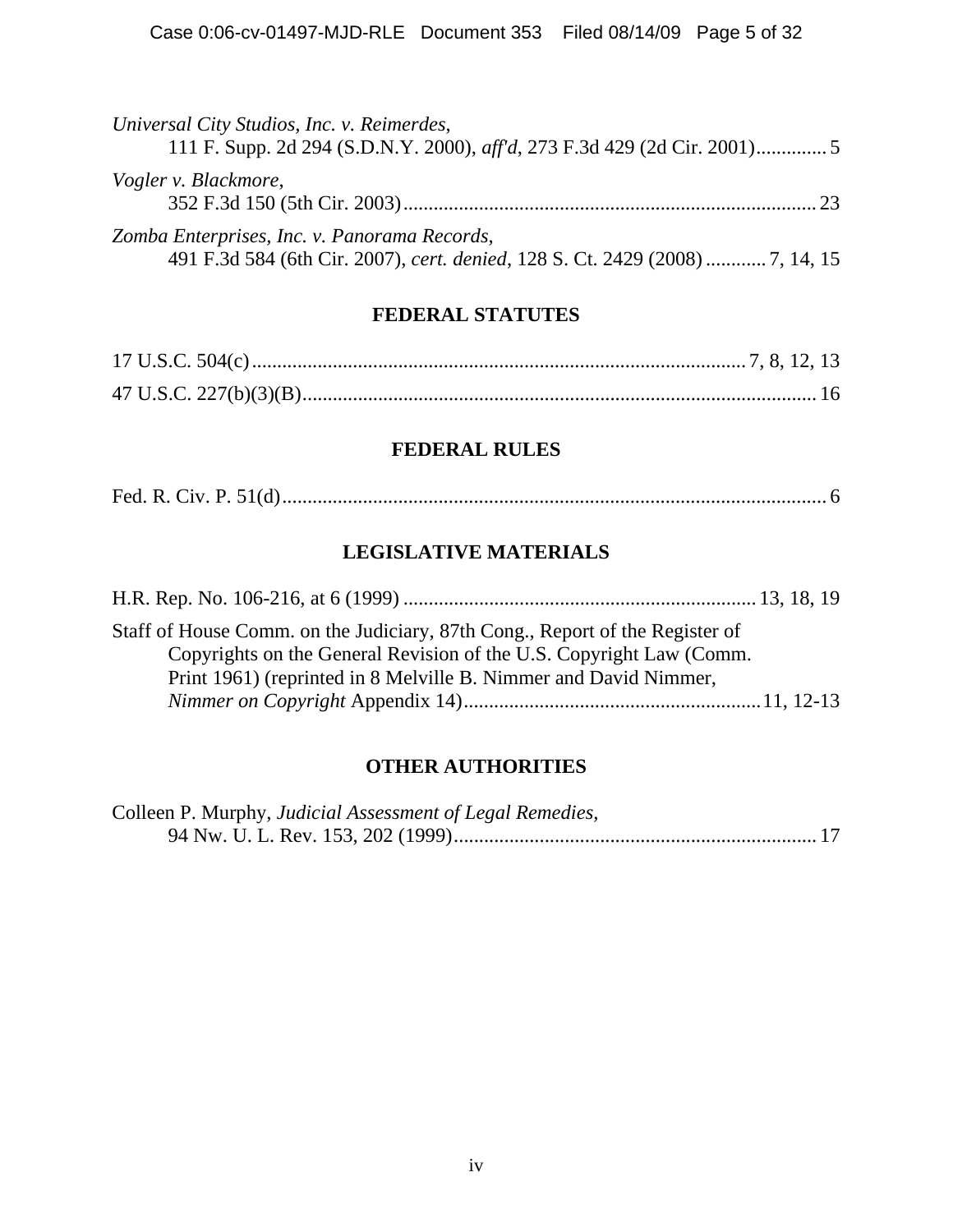*Universal City Studios, Inc. v. Reimerdes*,
111 F. Supp. 2d 294 (S.D.N.Y. 2000), *aff'd*, 273 F.3d 429 (2d Cir. 2001).............. 5

*Vogler v. Blackmore*,
352 F.3d 150 (5th Cir. 2003).................................................................................. 23

*Zomba Enterprises, Inc. v. Panorama Records*,
491 F.3d 584 (6th Cir. 2007), *cert. denied*, 128 S. Ct. 2429 (2008) ............ 7, 14, 15

**FEDERAL STATUTES**

17 U.S.C. 504(c).................................................................................................. 7, 8, 12, 13

47 U.S.C. 227(b)(3)(B)....................................................................................................... 16

**FEDERAL RULES**

Fed. R. Civ. P. 51(d)............................................................................................................. 6

**LEGISLATIVE MATERIALS**

H.R. Rep. No. 106-216, at 6 (1999) ...................................................................... 13, 18, 19

Staff of House Comm. on the Judiciary, 87th Cong., Report of the Register of Copyrights on the General Revision of the U.S. Copyright Law (Comm. Print 1961) (reprinted in 8 Melville B. Nimmer and David Nimmer, *Nimmer on Copyright* Appendix 14)........................................................... 11, 12-13

**OTHER AUTHORITIES**

Colleen P. Murphy, *Judicial Assessment of Legal Remedies*,
94 Nw. U. L. Rev. 153, 202 (1999)........................................................................ 17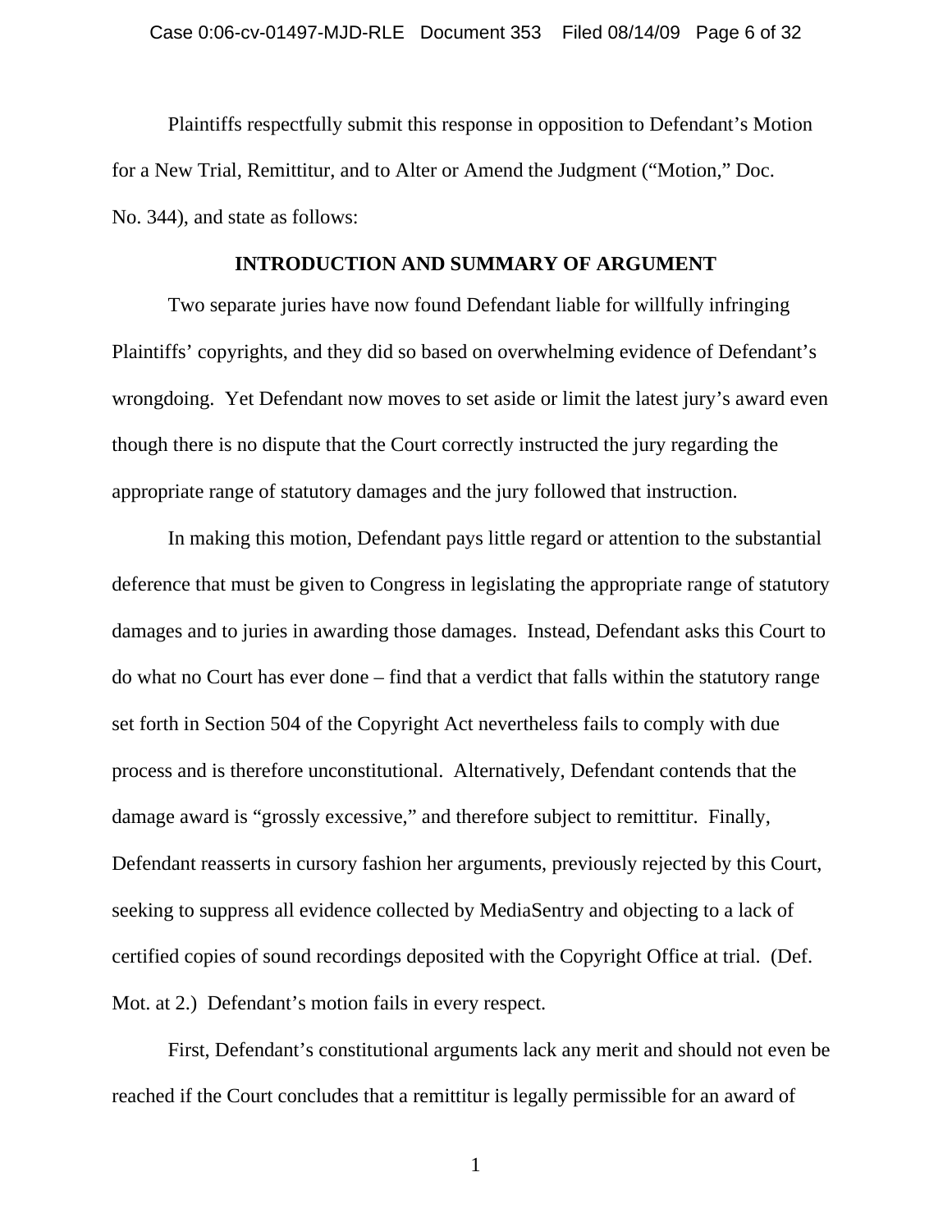Plaintiffs respectfully submit this response in opposition to Defendant's Motion for a New Trial, Remittitur, and to Alter or Amend the Judgment ("Motion," Doc. No. 344), and state as follows:

## INTRODUCTION AND SUMMARY OF ARGUMENT

Two separate juries have now found Defendant liable for willfully infringing Plaintiffs' copyrights, and they did so based on overwhelming evidence of Defendant's wrongdoing. Yet Defendant now moves to set aside or limit the latest jury's award even though there is no dispute that the Court correctly instructed the jury regarding the appropriate range of statutory damages and the jury followed that instruction.

In making this motion, Defendant pays little regard or attention to the substantial deference that must be given to Congress in legislating the appropriate range of statutory damages and to juries in awarding those damages. Instead, Defendant asks this Court to do what no Court has ever done – find that a verdict that falls within the statutory range set forth in Section 504 of the Copyright Act nevertheless fails to comply with due process and is therefore unconstitutional. Alternatively, Defendant contends that the damage award is "grossly excessive," and therefore subject to remittitur. Finally, Defendant reasserts in cursory fashion her arguments, previously rejected by this Court, seeking to suppress all evidence collected by MediaSentry and objecting to a lack of certified copies of sound recordings deposited with the Copyright Office at trial. (Def. Mot. at 2.) Defendant's motion fails in every respect.

First, Defendant's constitutional arguments lack any merit and should not even be reached if the Court concludes that a remittitur is legally permissible for an award of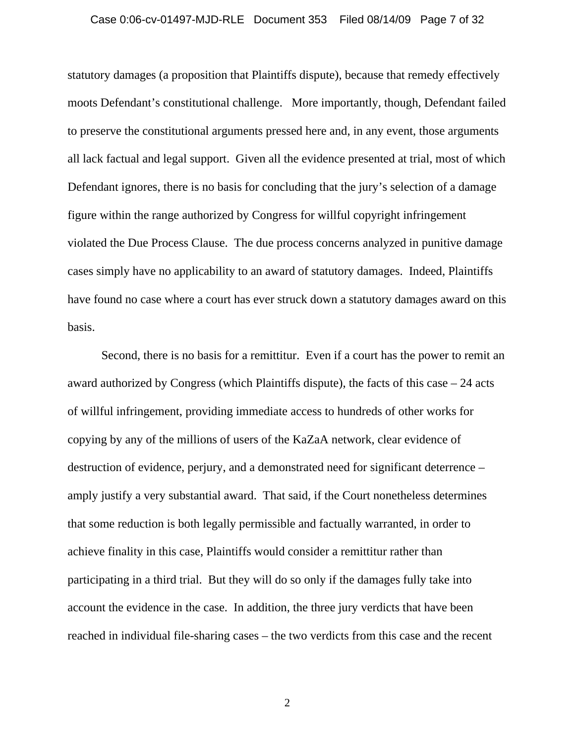statutory damages (a proposition that Plaintiffs dispute), because that remedy effectively moots Defendant's constitutional challenge. More importantly, though, Defendant failed to preserve the constitutional arguments pressed here and, in any event, those arguments all lack factual and legal support. Given all the evidence presented at trial, most of which Defendant ignores, there is no basis for concluding that the jury's selection of a damage figure within the range authorized by Congress for willful copyright infringement violated the Due Process Clause. The due process concerns analyzed in punitive damage cases simply have no applicability to an award of statutory damages. Indeed, Plaintiffs have found no case where a court has ever struck down a statutory damages award on this basis.

Second, there is no basis for a remittitur. Even if a court has the power to remit an award authorized by Congress (which Plaintiffs dispute), the facts of this case – 24 acts of willful infringement, providing immediate access to hundreds of other works for copying by any of the millions of users of the KaZaA network, clear evidence of destruction of evidence, perjury, and a demonstrated need for significant deterrence – amply justify a very substantial award. That said, if the Court nonetheless determines that some reduction is both legally permissible and factually warranted, in order to achieve finality in this case, Plaintiffs would consider a remittitur rather than participating in a third trial. But they will do so only if the damages fully take into account the evidence in the case. In addition, the three jury verdicts that have been reached in individual file-sharing cases – the two verdicts from this case and the recent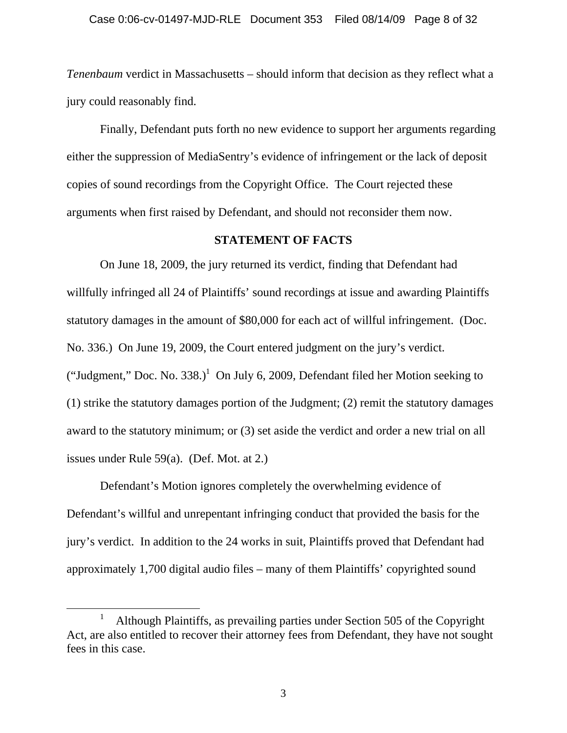*Tenenbaum* verdict in Massachusetts – should inform that decision as they reflect what a jury could reasonably find.

Finally, Defendant puts forth no new evidence to support her arguments regarding either the suppression of MediaSentry's evidence of infringement or the lack of deposit copies of sound recordings from the Copyright Office. The Court rejected these arguments when first raised by Defendant, and should not reconsider them now.

## STATEMENT OF FACTS

On June 18, 2009, the jury returned its verdict, finding that Defendant had willfully infringed all 24 of Plaintiffs' sound recordings at issue and awarding Plaintiffs statutory damages in the amount of $80,000 for each act of willful infringement. (Doc. No. 336.) On June 19, 2009, the Court entered judgment on the jury's verdict. ("Judgment," Doc. No. 338.)[1] On July 6, 2009, Defendant filed her Motion seeking to (1) strike the statutory damages portion of the Judgment; (2) remit the statutory damages award to the statutory minimum; or (3) set aside the verdict and order a new trial on all issues under Rule 59(a). (Def. Mot. at 2.)

Defendant's Motion ignores completely the overwhelming evidence of Defendant's willful and unrepentant infringing conduct that provided the basis for the jury's verdict. In addition to the 24 works in suit, Plaintiffs proved that Defendant had approximately 1,700 digital audio files – many of them Plaintiffs' copyrighted sound

---

[1] Although Plaintiffs, as prevailing parties under Section 505 of the Copyright Act, are also entitled to recover their attorney fees from Defendant, they have not sought fees in this case.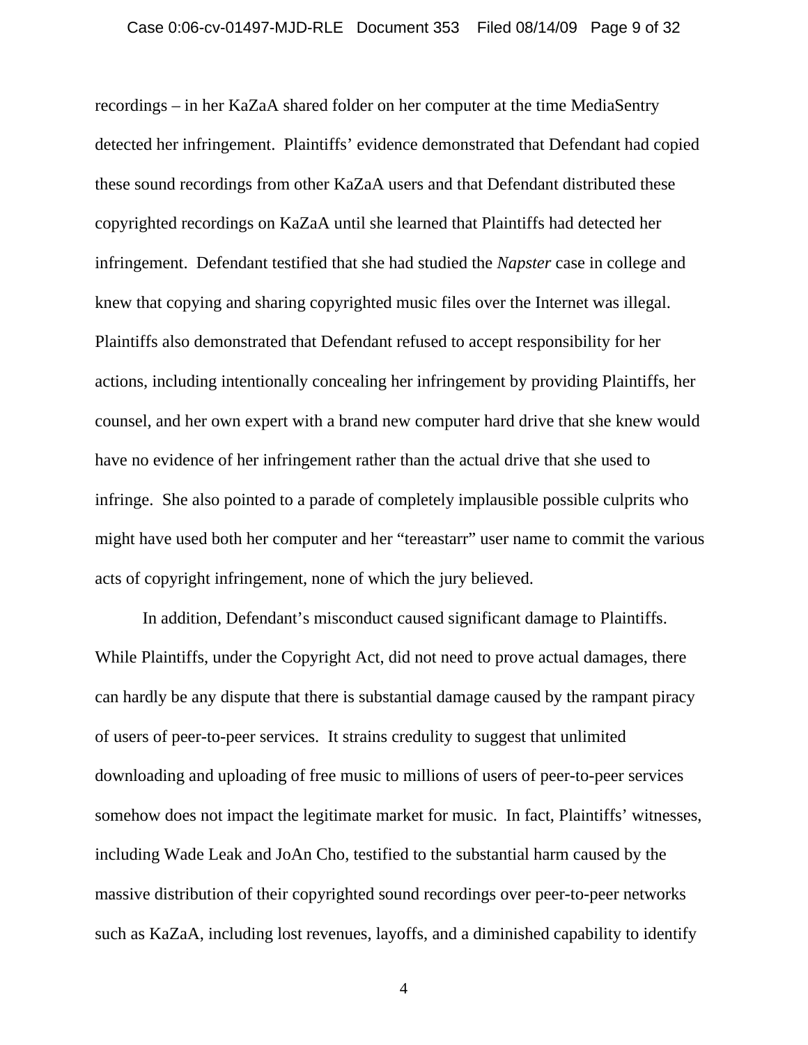recordings – in her KaZaA shared folder on her computer at the time MediaSentry detected her infringement. Plaintiffs' evidence demonstrated that Defendant had copied these sound recordings from other KaZaA users and that Defendant distributed these copyrighted recordings on KaZaA until she learned that Plaintiffs had detected her infringement. Defendant testified that she had studied the *Napster* case in college and knew that copying and sharing copyrighted music files over the Internet was illegal. Plaintiffs also demonstrated that Defendant refused to accept responsibility for her actions, including intentionally concealing her infringement by providing Plaintiffs, her counsel, and her own expert with a brand new computer hard drive that she knew would have no evidence of her infringement rather than the actual drive that she used to infringe. She also pointed to a parade of completely implausible possible culprits who might have used both her computer and her "tereastarr" user name to commit the various acts of copyright infringement, none of which the jury believed.

In addition, Defendant's misconduct caused significant damage to Plaintiffs. While Plaintiffs, under the Copyright Act, did not need to prove actual damages, there can hardly be any dispute that there is substantial damage caused by the rampant piracy of users of peer-to-peer services. It strains credulity to suggest that unlimited downloading and uploading of free music to millions of users of peer-to-peer services somehow does not impact the legitimate market for music. In fact, Plaintiffs' witnesses, including Wade Leak and JoAn Cho, testified to the substantial harm caused by the massive distribution of their copyrighted sound recordings over peer-to-peer networks such as KaZaA, including lost revenues, layoffs, and a diminished capability to identify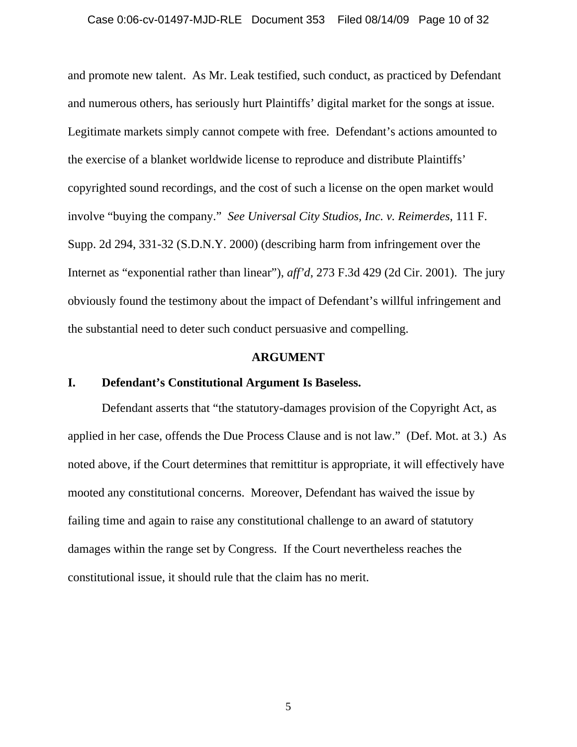and promote new talent. As Mr. Leak testified, such conduct, as practiced by Defendant and numerous others, has seriously hurt Plaintiffs' digital market for the songs at issue. Legitimate markets simply cannot compete with free. Defendant's actions amounted to the exercise of a blanket worldwide license to reproduce and distribute Plaintiffs' copyrighted sound recordings, and the cost of such a license on the open market would involve "buying the company." *See Universal City Studios, Inc. v. Reimerdes*, 111 F. Supp. 2d 294, 331-32 (S.D.N.Y. 2000) (describing harm from infringement over the Internet as "exponential rather than linear"), *aff'd*, 273 F.3d 429 (2d Cir. 2001). The jury obviously found the testimony about the impact of Defendant's willful infringement and the substantial need to deter such conduct persuasive and compelling.

## ARGUMENT

### I. Defendant's Constitutional Argument Is Baseless.

Defendant asserts that "the statutory-damages provision of the Copyright Act, as applied in her case, offends the Due Process Clause and is not law." (Def. Mot. at 3.) As noted above, if the Court determines that remittitur is appropriate, it will effectively have mooted any constitutional concerns. Moreover, Defendant has waived the issue by failing time and again to raise any constitutional challenge to an award of statutory damages within the range set by Congress. If the Court nevertheless reaches the constitutional issue, it should rule that the claim has no merit.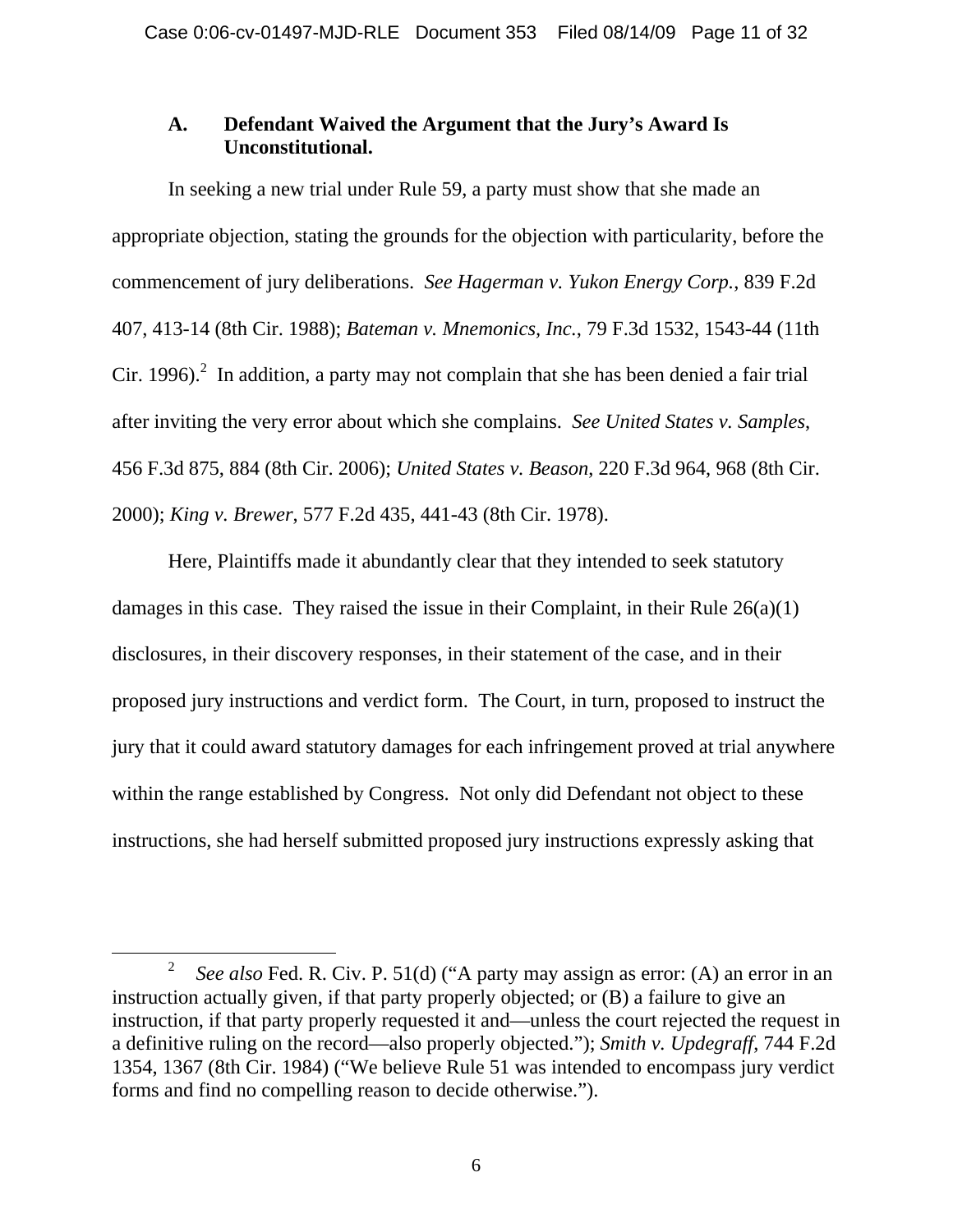### A. Defendant Waived the Argument that the Jury's Award Is Unconstitutional.

In seeking a new trial under Rule 59, a party must show that she made an appropriate objection, stating the grounds for the objection with particularity, before the commencement of jury deliberations. *See Hagerman v. Yukon Energy Corp.*, 839 F.2d 407, 413-14 (8th Cir. 1988); *Bateman v. Mnemonics, Inc.*, 79 F.3d 1532, 1543-44 (11th Cir. 1996).[2] In addition, a party may not complain that she has been denied a fair trial after inviting the very error about which she complains. *See United States v. Samples*, 456 F.3d 875, 884 (8th Cir. 2006); *United States v. Beason*, 220 F.3d 964, 968 (8th Cir. 2000); *King v. Brewer*, 577 F.2d 435, 441-43 (8th Cir. 1978).

Here, Plaintiffs made it abundantly clear that they intended to seek statutory damages in this case. They raised the issue in their Complaint, in their Rule 26(a)(1) disclosures, in their discovery responses, in their statement of the case, and in their proposed jury instructions and verdict form. The Court, in turn, proposed to instruct the jury that it could award statutory damages for each infringement proved at trial anywhere within the range established by Congress. Not only did Defendant not object to these instructions, she had herself submitted proposed jury instructions expressly asking that

---

[2] *See also* Fed. R. Civ. P. 51(d) ("A party may assign as error: (A) an error in an instruction actually given, if that party properly objected; or (B) a failure to give an instruction, if that party properly requested it and—unless the court rejected the request in a definitive ruling on the record—also properly objected."); *Smith v. Updegraff*, 744 F.2d 1354, 1367 (8th Cir. 1984) ("We believe Rule 51 was intended to encompass jury verdict forms and find no compelling reason to decide otherwise.").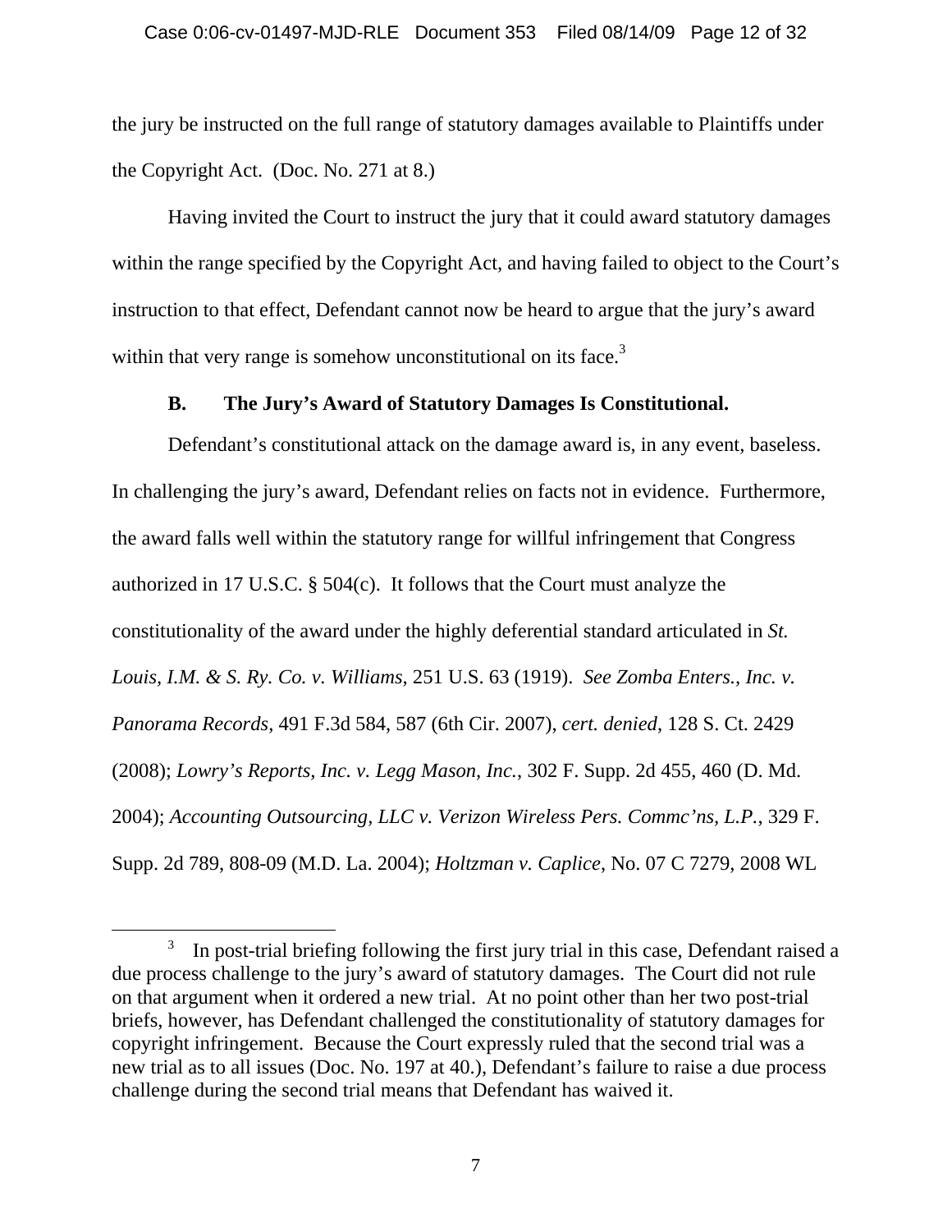the jury be instructed on the full range of statutory damages available to Plaintiffs under the Copyright Act. (Doc. No. 271 at 8.)

Having invited the Court to instruct the jury that it could award statutory damages within the range specified by the Copyright Act, and having failed to object to the Court's instruction to that effect, Defendant cannot now be heard to argue that the jury's award within that very range is somehow unconstitutional on its face.[3]

### B. The Jury's Award of Statutory Damages Is Constitutional.

Defendant's constitutional attack on the damage award is, in any event, baseless. In challenging the jury's award, Defendant relies on facts not in evidence. Furthermore, the award falls well within the statutory range for willful infringement that Congress authorized in 17 U.S.C. § 504(c). It follows that the Court must analyze the constitutionality of the award under the highly deferential standard articulated in *St. Louis, I.M. & S. Ry. Co. v. Williams*, 251 U.S. 63 (1919). *See Zomba Enters., Inc. v. Panorama Records*, 491 F.3d 584, 587 (6th Cir. 2007), *cert. denied*, 128 S. Ct. 2429 (2008); *Lowry's Reports, Inc. v. Legg Mason, Inc.*, 302 F. Supp. 2d 455, 460 (D. Md. 2004); *Accounting Outsourcing, LLC v. Verizon Wireless Pers. Commc'ns, L.P.*, 329 F. Supp. 2d 789, 808-09 (M.D. La. 2004); *Holtzman v. Caplice*, No. 07 C 7279, 2008 WL

---

[3] In post-trial briefing following the first jury trial in this case, Defendant raised a due process challenge to the jury's award of statutory damages. The Court did not rule on that argument when it ordered a new trial. At no point other than her two post-trial briefs, however, has Defendant challenged the constitutionality of statutory damages for copyright infringement. Because the Court expressly ruled that the second trial was a new trial as to all issues (Doc. No. 197 at 40.), Defendant's failure to raise a due process challenge during the second trial means that Defendant has waived it.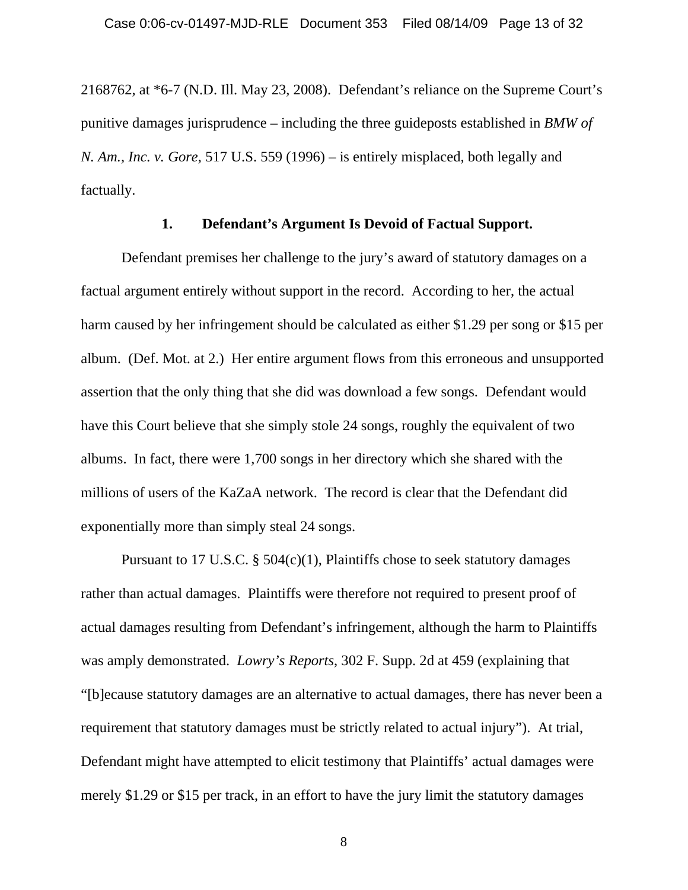2168762, at *6-7 (N.D. Ill. May 23, 2008). Defendant's reliance on the Supreme Court's punitive damages jurisprudence – including the three guideposts established in *BMW of N. Am., Inc. v. Gore*, 517 U.S. 559 (1996) – is entirely misplaced, both legally and factually.

### 1. Defendant's Argument Is Devoid of Factual Support.

Defendant premises her challenge to the jury's award of statutory damages on a factual argument entirely without support in the record. According to her, the actual harm caused by her infringement should be calculated as either $1.29 per song or $15 per album. (Def. Mot. at 2.) Her entire argument flows from this erroneous and unsupported assertion that the only thing that she did was download a few songs. Defendant would have this Court believe that she simply stole 24 songs, roughly the equivalent of two albums. In fact, there were 1,700 songs in her directory which she shared with the millions of users of the KaZaA network. The record is clear that the Defendant did exponentially more than simply steal 24 songs.

Pursuant to 17 U.S.C. § 504(c)(1), Plaintiffs chose to seek statutory damages rather than actual damages. Plaintiffs were therefore not required to present proof of actual damages resulting from Defendant's infringement, although the harm to Plaintiffs was amply demonstrated. *Lowry's Reports*, 302 F. Supp. 2d at 459 (explaining that "[b]ecause statutory damages are an alternative to actual damages, there has never been a requirement that statutory damages must be strictly related to actual injury"). At trial, Defendant might have attempted to elicit testimony that Plaintiffs' actual damages were merely $1.29 or $15 per track, in an effort to have the jury limit the statutory damages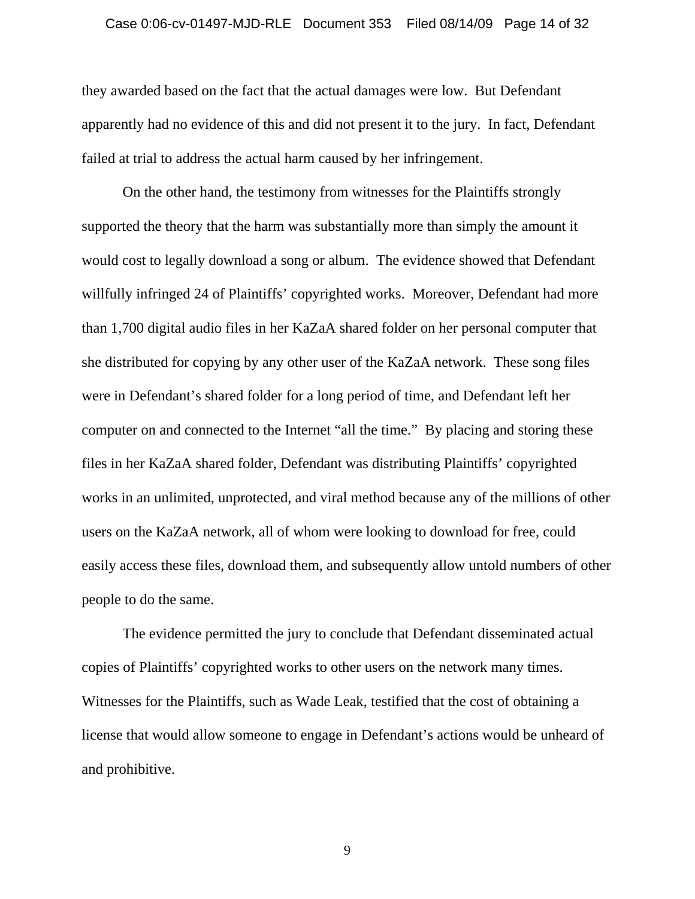they awarded based on the fact that the actual damages were low. But Defendant apparently had no evidence of this and did not present it to the jury. In fact, Defendant failed at trial to address the actual harm caused by her infringement.

On the other hand, the testimony from witnesses for the Plaintiffs strongly supported the theory that the harm was substantially more than simply the amount it would cost to legally download a song or album. The evidence showed that Defendant willfully infringed 24 of Plaintiffs' copyrighted works. Moreover, Defendant had more than 1,700 digital audio files in her KaZaA shared folder on her personal computer that she distributed for copying by any other user of the KaZaA network. These song files were in Defendant's shared folder for a long period of time, and Defendant left her computer on and connected to the Internet "all the time." By placing and storing these files in her KaZaA shared folder, Defendant was distributing Plaintiffs' copyrighted works in an unlimited, unprotected, and viral method because any of the millions of other users on the KaZaA network, all of whom were looking to download for free, could easily access these files, download them, and subsequently allow untold numbers of other people to do the same.

The evidence permitted the jury to conclude that Defendant disseminated actual copies of Plaintiffs' copyrighted works to other users on the network many times. Witnesses for the Plaintiffs, such as Wade Leak, testified that the cost of obtaining a license that would allow someone to engage in Defendant's actions would be unheard of and prohibitive.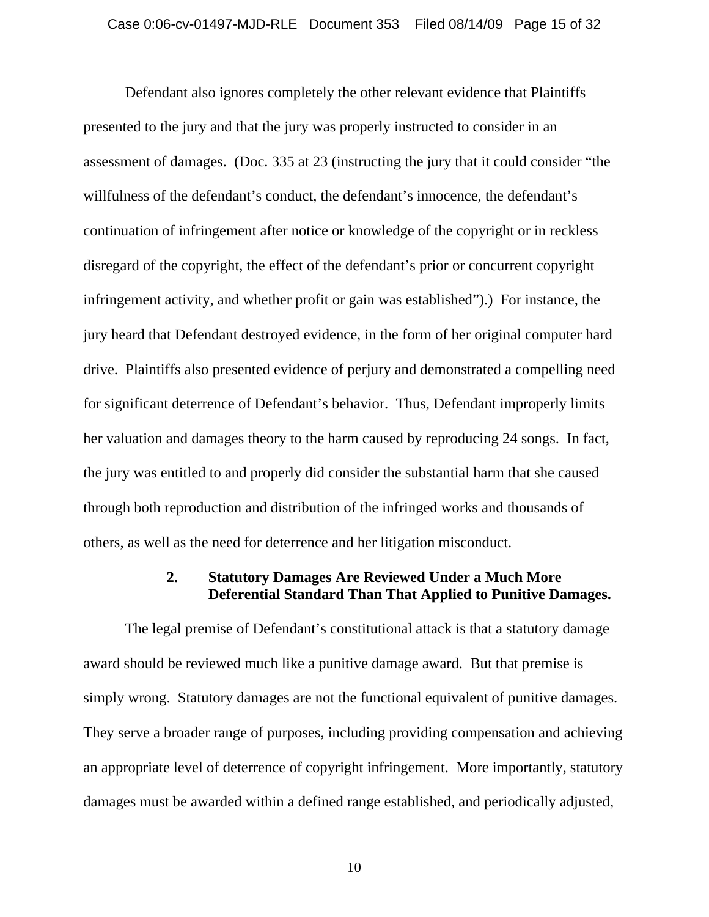Defendant also ignores completely the other relevant evidence that Plaintiffs presented to the jury and that the jury was properly instructed to consider in an assessment of damages. (Doc. 335 at 23 (instructing the jury that it could consider "the willfulness of the defendant's conduct, the defendant's innocence, the defendant's continuation of infringement after notice or knowledge of the copyright or in reckless disregard of the copyright, the effect of the defendant's prior or concurrent copyright infringement activity, and whether profit or gain was established").) For instance, the jury heard that Defendant destroyed evidence, in the form of her original computer hard drive. Plaintiffs also presented evidence of perjury and demonstrated a compelling need for significant deterrence of Defendant's behavior. Thus, Defendant improperly limits her valuation and damages theory to the harm caused by reproducing 24 songs. In fact, the jury was entitled to and properly did consider the substantial harm that she caused through both reproduction and distribution of the infringed works and thousands of others, as well as the need for deterrence and her litigation misconduct.

### 2. Statutory Damages Are Reviewed Under a Much More Deferential Standard Than That Applied to Punitive Damages.

The legal premise of Defendant's constitutional attack is that a statutory damage award should be reviewed much like a punitive damage award. But that premise is simply wrong. Statutory damages are not the functional equivalent of punitive damages. They serve a broader range of purposes, including providing compensation and achieving an appropriate level of deterrence of copyright infringement. More importantly, statutory damages must be awarded within a defined range established, and periodically adjusted,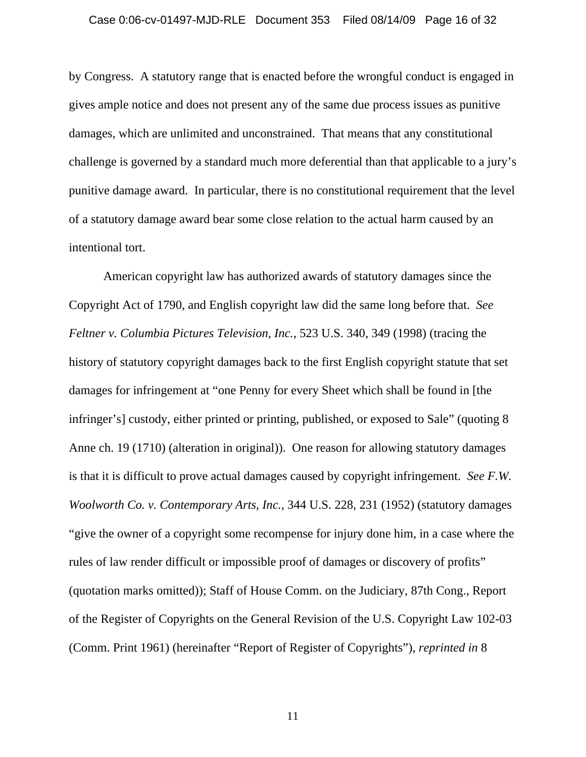by Congress. A statutory range that is enacted before the wrongful conduct is engaged in gives ample notice and does not present any of the same due process issues as punitive damages, which are unlimited and unconstrained. That means that any constitutional challenge is governed by a standard much more deferential than that applicable to a jury's punitive damage award. In particular, there is no constitutional requirement that the level of a statutory damage award bear some close relation to the actual harm caused by an intentional tort.

American copyright law has authorized awards of statutory damages since the Copyright Act of 1790, and English copyright law did the same long before that. *See Feltner v. Columbia Pictures Television, Inc.*, 523 U.S. 340, 349 (1998) (tracing the history of statutory copyright damages back to the first English copyright statute that set damages for infringement at "one Penny for every Sheet which shall be found in [the infringer's] custody, either printed or printing, published, or exposed to Sale" (quoting 8 Anne ch. 19 (1710) (alteration in original)). One reason for allowing statutory damages is that it is difficult to prove actual damages caused by copyright infringement. *See F.W. Woolworth Co. v. Contemporary Arts, Inc.*, 344 U.S. 228, 231 (1952) (statutory damages "give the owner of a copyright some recompense for injury done him, in a case where the rules of law render difficult or impossible proof of damages or discovery of profits" (quotation marks omitted)); Staff of House Comm. on the Judiciary, 87th Cong., Report of the Register of Copyrights on the General Revision of the U.S. Copyright Law 102-03 (Comm. Print 1961) (hereinafter "Report of Register of Copyrights"), *reprinted in* 8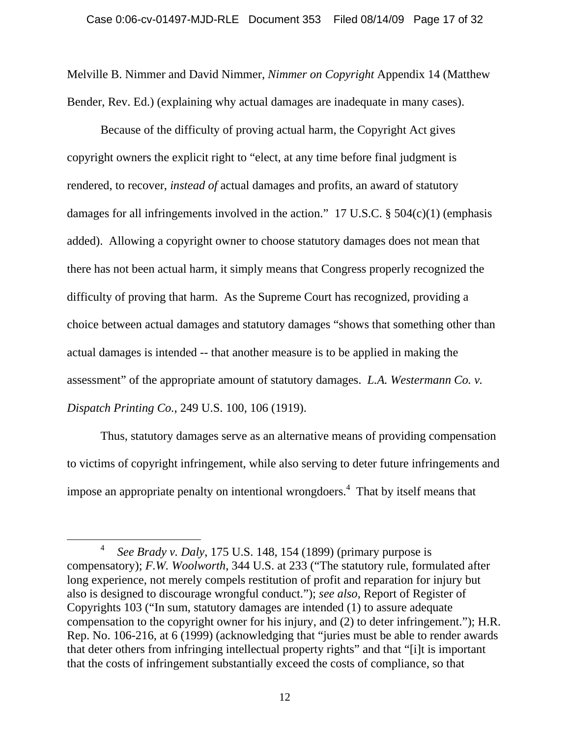Melville B. Nimmer and David Nimmer, *Nimmer on Copyright* Appendix 14 (Matthew Bender, Rev. Ed.) (explaining why actual damages are inadequate in many cases).

Because of the difficulty of proving actual harm, the Copyright Act gives copyright owners the explicit right to "elect, at any time before final judgment is rendered, to recover, *instead of* actual damages and profits, an award of statutory damages for all infringements involved in the action." 17 U.S.C. § 504(c)(1) (emphasis added). Allowing a copyright owner to choose statutory damages does not mean that there has not been actual harm, it simply means that Congress properly recognized the difficulty of proving that harm. As the Supreme Court has recognized, providing a choice between actual damages and statutory damages "shows that something other than actual damages is intended -- that another measure is to be applied in making the assessment" of the appropriate amount of statutory damages. *L.A. Westermann Co. v. Dispatch Printing Co.*, 249 U.S. 100, 106 (1919).

Thus, statutory damages serve as an alternative means of providing compensation to victims of copyright infringement, while also serving to deter future infringements and impose an appropriate penalty on intentional wrongdoers.[4] That by itself means that

[4] *See Brady v. Daly*, 175 U.S. 148, 154 (1899) (primary purpose is compensatory); *F.W. Woolworth*, 344 U.S. at 233 ("The statutory rule, formulated after long experience, not merely compels restitution of profit and reparation for injury but also is designed to discourage wrongful conduct."); *see also*, Report of Register of Copyrights 103 ("In sum, statutory damages are intended (1) to assure adequate compensation to the copyright owner for his injury, and (2) to deter infringement."); H.R. Rep. No. 106-216, at 6 (1999) (acknowledging that "juries must be able to render awards that deter others from infringing intellectual property rights" and that "[i]t is important that the costs of infringement substantially exceed the costs of compliance, so that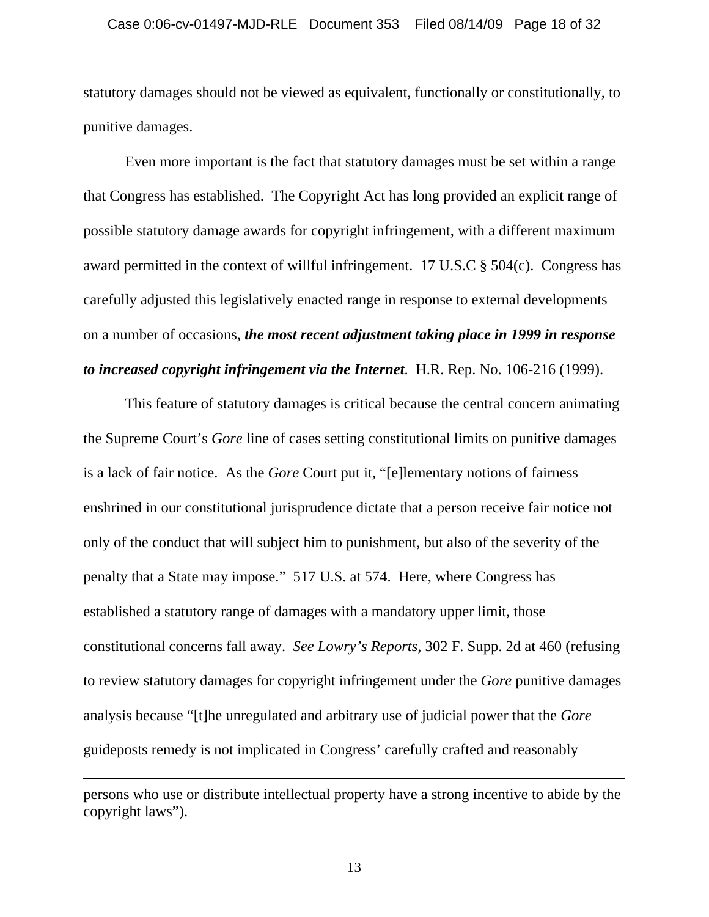statutory damages should not be viewed as equivalent, functionally or constitutionally, to punitive damages.

Even more important is the fact that statutory damages must be set within a range that Congress has established. The Copyright Act has long provided an explicit range of possible statutory damage awards for copyright infringement, with a different maximum award permitted in the context of willful infringement. 17 U.S.C § 504(c). Congress has carefully adjusted this legislatively enacted range in response to external developments on a number of occasions, ***the most recent adjustment taking place in 1999 in response to increased copyright infringement via the Internet***. H.R. Rep. No. 106-216 (1999).

This feature of statutory damages is critical because the central concern animating the Supreme Court's *Gore* line of cases setting constitutional limits on punitive damages is a lack of fair notice. As the *Gore* Court put it, "[e]lementary notions of fairness enshrined in our constitutional jurisprudence dictate that a person receive fair notice not only of the conduct that will subject him to punishment, but also of the severity of the penalty that a State may impose." 517 U.S. at 574. Here, where Congress has established a statutory range of damages with a mandatory upper limit, those constitutional concerns fall away. *See Lowry's Reports*, 302 F. Supp. 2d at 460 (refusing to review statutory damages for copyright infringement under the *Gore* punitive damages analysis because "[t]he unregulated and arbitrary use of judicial power that the *Gore* guideposts remedy is not implicated in Congress' carefully crafted and reasonably

---

persons who use or distribute intellectual property have a strong incentive to abide by the copyright laws").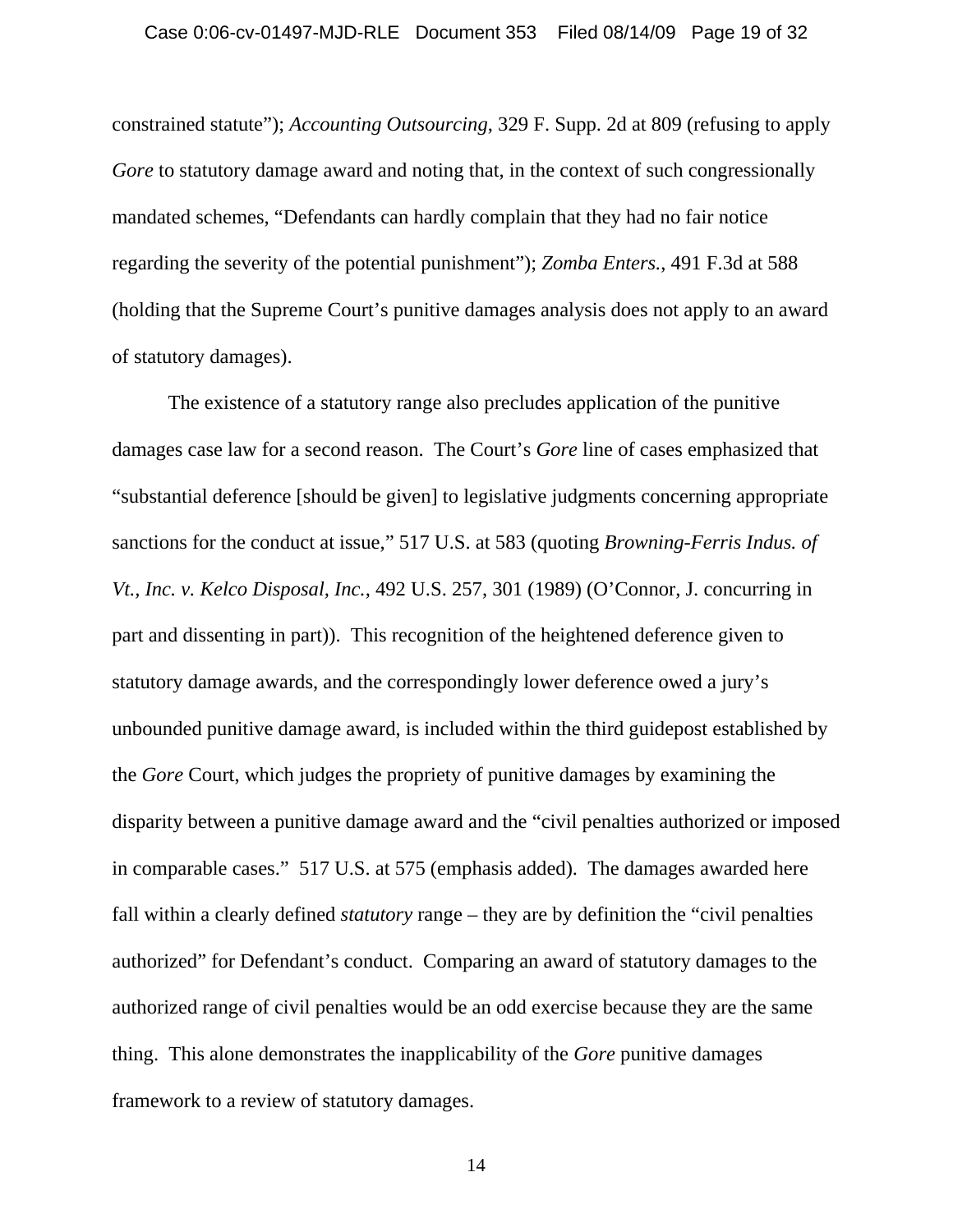constrained statute"); *Accounting Outsourcing*, 329 F. Supp. 2d at 809 (refusing to apply *Gore* to statutory damage award and noting that, in the context of such congressionally mandated schemes, "Defendants can hardly complain that they had no fair notice regarding the severity of the potential punishment"); *Zomba Enters.*, 491 F.3d at 588 (holding that the Supreme Court's punitive damages analysis does not apply to an award of statutory damages).

The existence of a statutory range also precludes application of the punitive damages case law for a second reason. The Court's *Gore* line of cases emphasized that "substantial deference [should be given] to legislative judgments concerning appropriate sanctions for the conduct at issue," 517 U.S. at 583 (quoting *Browning-Ferris Indus. of Vt., Inc. v. Kelco Disposal, Inc.*, 492 U.S. 257, 301 (1989) (O'Connor, J. concurring in part and dissenting in part)). This recognition of the heightened deference given to statutory damage awards, and the correspondingly lower deference owed a jury's unbounded punitive damage award, is included within the third guidepost established by the *Gore* Court, which judges the propriety of punitive damages by examining the disparity between a punitive damage award and the "civil penalties authorized or imposed in comparable cases." 517 U.S. at 575 (emphasis added). The damages awarded here fall within a clearly defined *statutory* range – they are by definition the "civil penalties authorized" for Defendant's conduct. Comparing an award of statutory damages to the authorized range of civil penalties would be an odd exercise because they are the same thing. This alone demonstrates the inapplicability of the *Gore* punitive damages framework to a review of statutory damages.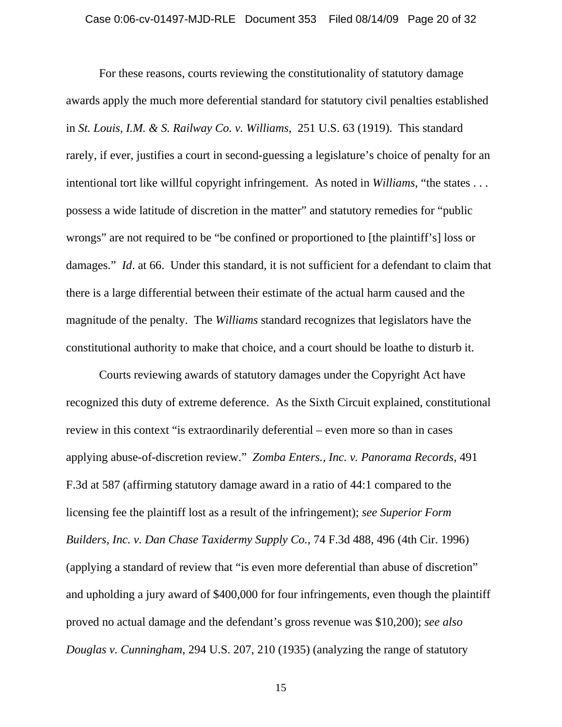For these reasons, courts reviewing the constitutionality of statutory damage awards apply the much more deferential standard for statutory civil penalties established in *St. Louis, I.M. & S. Railway Co. v. Williams*, 251 U.S. 63 (1919). This standard rarely, if ever, justifies a court in second-guessing a legislature's choice of penalty for an intentional tort like willful copyright infringement. As noted in *Williams*, "the states . . . possess a wide latitude of discretion in the matter" and statutory remedies for "public wrongs" are not required to be "be confined or proportioned to [the plaintiff's] loss or damages." *Id*. at 66. Under this standard, it is not sufficient for a defendant to claim that there is a large differential between their estimate of the actual harm caused and the magnitude of the penalty. The *Williams* standard recognizes that legislators have the constitutional authority to make that choice, and a court should be loathe to disturb it.

Courts reviewing awards of statutory damages under the Copyright Act have recognized this duty of extreme deference. As the Sixth Circuit explained, constitutional review in this context "is extraordinarily deferential – even more so than in cases applying abuse-of-discretion review." *Zomba Enters., Inc. v. Panorama Records*, 491 F.3d at 587 (affirming statutory damage award in a ratio of 44:1 compared to the licensing fee the plaintiff lost as a result of the infringement); *see Superior Form Builders, Inc. v. Dan Chase Taxidermy Supply Co.*, 74 F.3d 488, 496 (4th Cir. 1996) (applying a standard of review that "is even more deferential than abuse of discretion" and upholding a jury award of $400,000 for four infringements, even though the plaintiff proved no actual damage and the defendant's gross revenue was $10,200); *see also Douglas v. Cunningham*, 294 U.S. 207, 210 (1935) (analyzing the range of statutory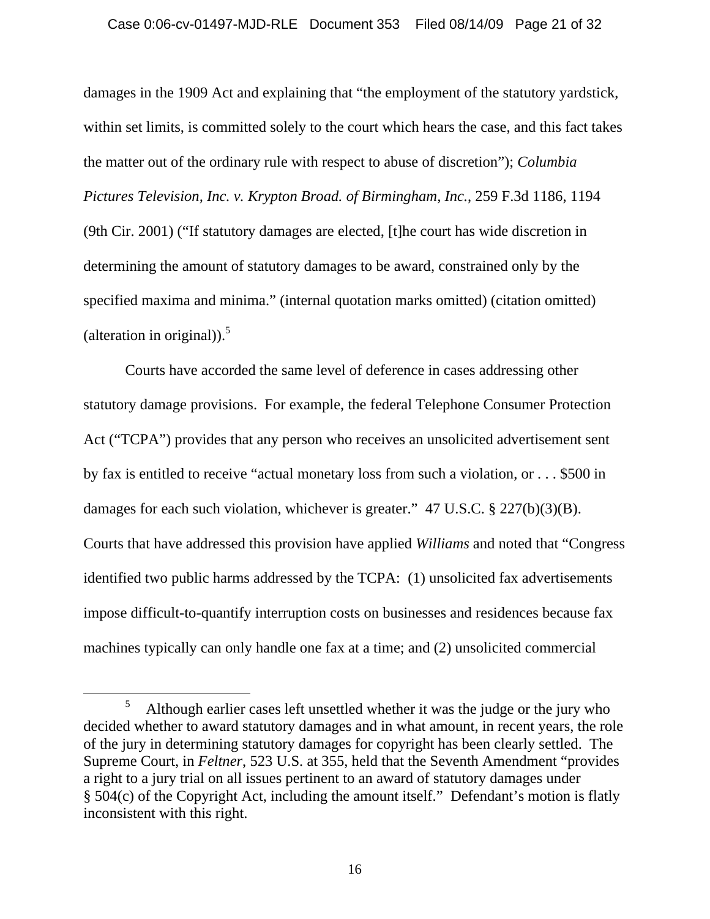damages in the 1909 Act and explaining that "the employment of the statutory yardstick, within set limits, is committed solely to the court which hears the case, and this fact takes the matter out of the ordinary rule with respect to abuse of discretion"); *Columbia Pictures Television, Inc. v. Krypton Broad. of Birmingham, Inc.*, 259 F.3d 1186, 1194 (9th Cir. 2001) ("If statutory damages are elected, [t]he court has wide discretion in determining the amount of statutory damages to be award, constrained only by the specified maxima and minima." (internal quotation marks omitted) (citation omitted) (alteration in original)).[5]

Courts have accorded the same level of deference in cases addressing other statutory damage provisions. For example, the federal Telephone Consumer Protection Act ("TCPA") provides that any person who receives an unsolicited advertisement sent by fax is entitled to receive "actual monetary loss from such a violation, or . . . $500 in damages for each such violation, whichever is greater." 47 U.S.C. § 227(b)(3)(B). Courts that have addressed this provision have applied *Williams* and noted that "Congress identified two public harms addressed by the TCPA: (1) unsolicited fax advertisements impose difficult-to-quantify interruption costs on businesses and residences because fax machines typically can only handle one fax at a time; and (2) unsolicited commercial

---

[5] Although earlier cases left unsettled whether it was the judge or the jury who decided whether to award statutory damages and in what amount, in recent years, the role of the jury in determining statutory damages for copyright has been clearly settled. The Supreme Court, in *Feltner*, 523 U.S. at 355, held that the Seventh Amendment "provides a right to a jury trial on all issues pertinent to an award of statutory damages under § 504(c) of the Copyright Act, including the amount itself." Defendant's motion is flatly inconsistent with this right.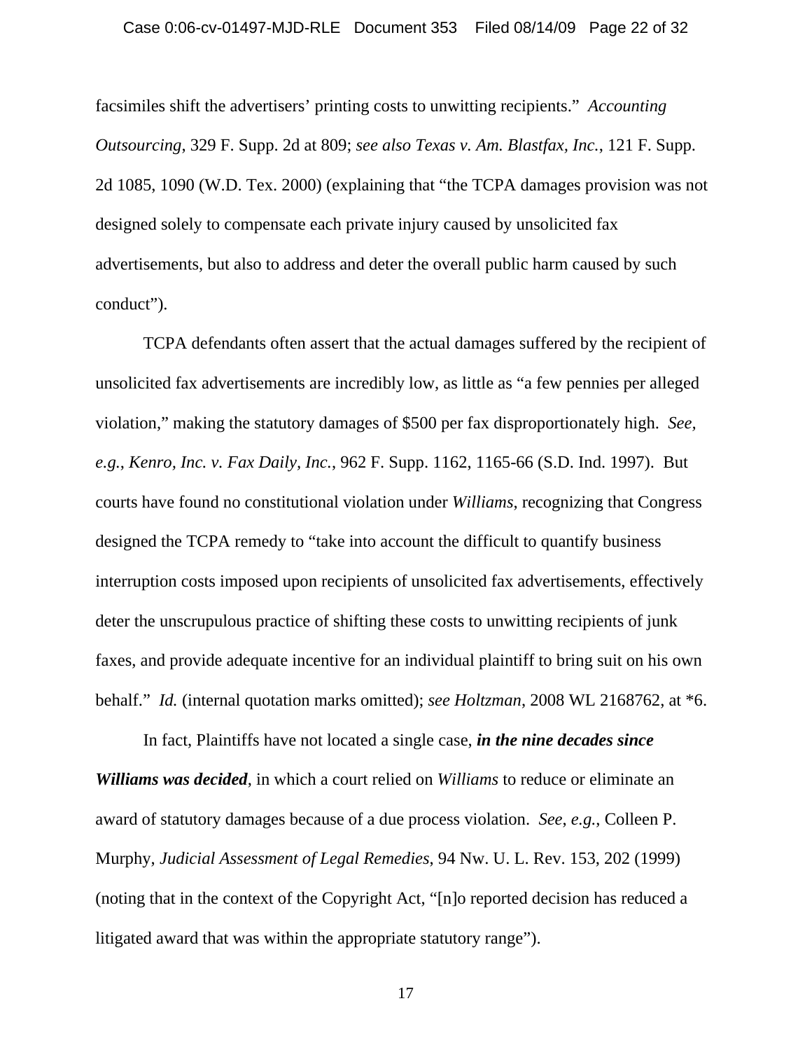facsimiles shift the advertisers' printing costs to unwitting recipients." *Accounting Outsourcing*, 329 F. Supp. 2d at 809; *see also Texas v. Am. Blastfax, Inc.*, 121 F. Supp. 2d 1085, 1090 (W.D. Tex. 2000) (explaining that "the TCPA damages provision was not designed solely to compensate each private injury caused by unsolicited fax advertisements, but also to address and deter the overall public harm caused by such conduct").

TCPA defendants often assert that the actual damages suffered by the recipient of unsolicited fax advertisements are incredibly low, as little as "a few pennies per alleged violation," making the statutory damages of $500 per fax disproportionately high. *See, e.g.*, *Kenro, Inc. v. Fax Daily, Inc.*, 962 F. Supp. 1162, 1165-66 (S.D. Ind. 1997). But courts have found no constitutional violation under *Williams*, recognizing that Congress designed the TCPA remedy to "take into account the difficult to quantify business interruption costs imposed upon recipients of unsolicited fax advertisements, effectively deter the unscrupulous practice of shifting these costs to unwitting recipients of junk faxes, and provide adequate incentive for an individual plaintiff to bring suit on his own behalf." *Id.* (internal quotation marks omitted); *see Holtzman*, 2008 WL 2168762, at *6.

In fact, Plaintiffs have not located a single case, ***in the nine decades since Williams was decided***, in which a court relied on *Williams* to reduce or eliminate an award of statutory damages because of a due process violation. *See*, *e.g.*, Colleen P. Murphy, *Judicial Assessment of Legal Remedies*, 94 Nw. U. L. Rev. 153, 202 (1999) (noting that in the context of the Copyright Act, "[n]o reported decision has reduced a litigated award that was within the appropriate statutory range").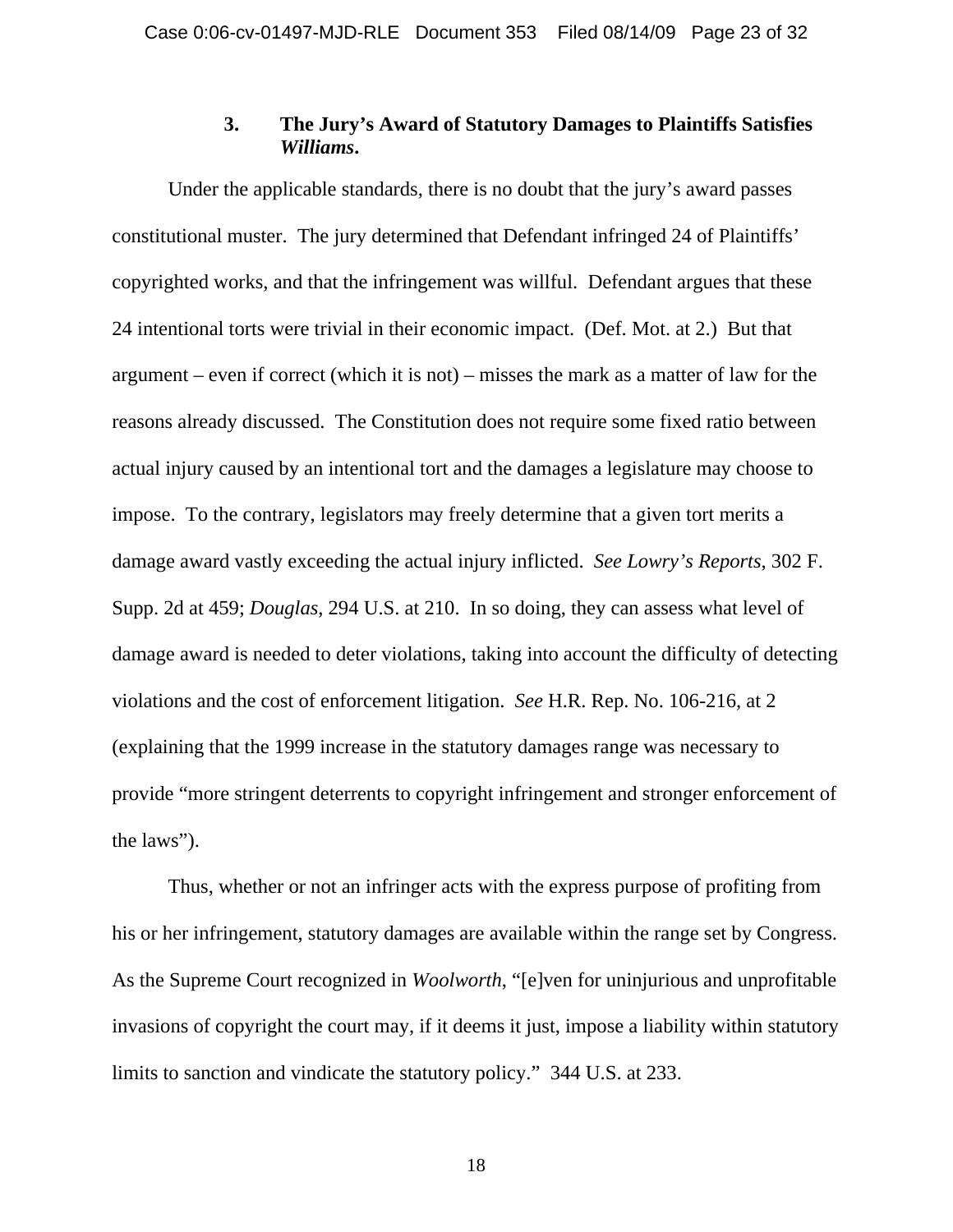### 3. The Jury's Award of Statutory Damages to Plaintiffs Satisfies *Williams*.

Under the applicable standards, there is no doubt that the jury's award passes constitutional muster. The jury determined that Defendant infringed 24 of Plaintiffs' copyrighted works, and that the infringement was willful. Defendant argues that these 24 intentional torts were trivial in their economic impact. (Def. Mot. at 2.) But that argument – even if correct (which it is not) – misses the mark as a matter of law for the reasons already discussed. The Constitution does not require some fixed ratio between actual injury caused by an intentional tort and the damages a legislature may choose to impose. To the contrary, legislators may freely determine that a given tort merits a damage award vastly exceeding the actual injury inflicted. *See Lowry's Reports*, 302 F. Supp. 2d at 459; *Douglas*, 294 U.S. at 210. In so doing, they can assess what level of damage award is needed to deter violations, taking into account the difficulty of detecting violations and the cost of enforcement litigation. *See* H.R. Rep. No. 106-216, at 2 (explaining that the 1999 increase in the statutory damages range was necessary to provide "more stringent deterrents to copyright infringement and stronger enforcement of the laws").

Thus, whether or not an infringer acts with the express purpose of profiting from his or her infringement, statutory damages are available within the range set by Congress. As the Supreme Court recognized in *Woolworth*, "[e]ven for uninjurious and unprofitable invasions of copyright the court may, if it deems it just, impose a liability within statutory limits to sanction and vindicate the statutory policy." 344 U.S. at 233.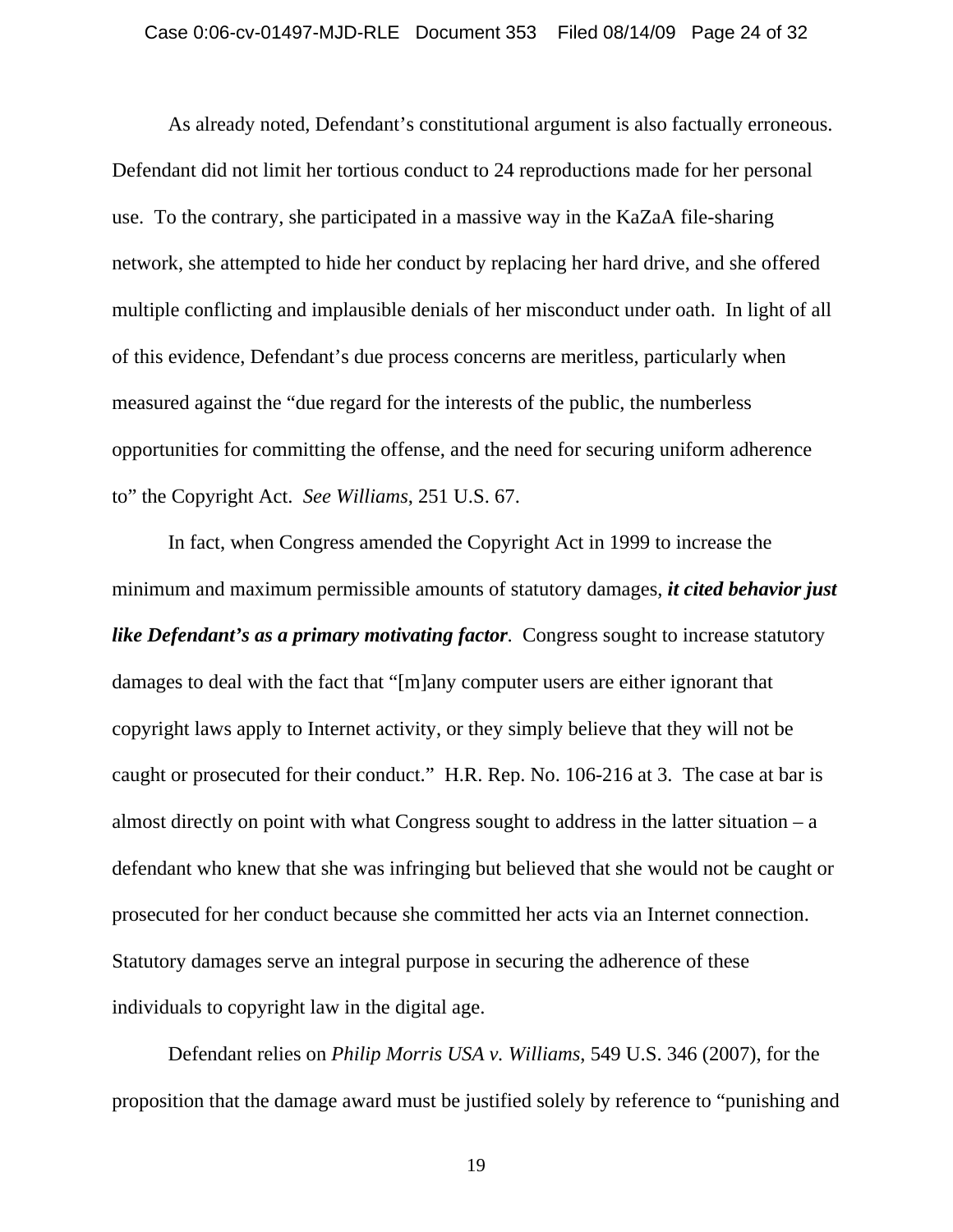As already noted, Defendant's constitutional argument is also factually erroneous. Defendant did not limit her tortious conduct to 24 reproductions made for her personal use. To the contrary, she participated in a massive way in the KaZaA file-sharing network, she attempted to hide her conduct by replacing her hard drive, and she offered multiple conflicting and implausible denials of her misconduct under oath. In light of all of this evidence, Defendant's due process concerns are meritless, particularly when measured against the "due regard for the interests of the public, the numberless opportunities for committing the offense, and the need for securing uniform adherence to" the Copyright Act. *See Williams*, 251 U.S. 67.

In fact, when Congress amended the Copyright Act in 1999 to increase the minimum and maximum permissible amounts of statutory damages, ***it cited behavior just like Defendant's as a primary motivating factor***. Congress sought to increase statutory damages to deal with the fact that "[m]any computer users are either ignorant that copyright laws apply to Internet activity, or they simply believe that they will not be caught or prosecuted for their conduct." H.R. Rep. No. 106-216 at 3. The case at bar is almost directly on point with what Congress sought to address in the latter situation – a defendant who knew that she was infringing but believed that she would not be caught or prosecuted for her conduct because she committed her acts via an Internet connection. Statutory damages serve an integral purpose in securing the adherence of these individuals to copyright law in the digital age.

Defendant relies on *Philip Morris USA v. Williams*, 549 U.S. 346 (2007), for the proposition that the damage award must be justified solely by reference to "punishing and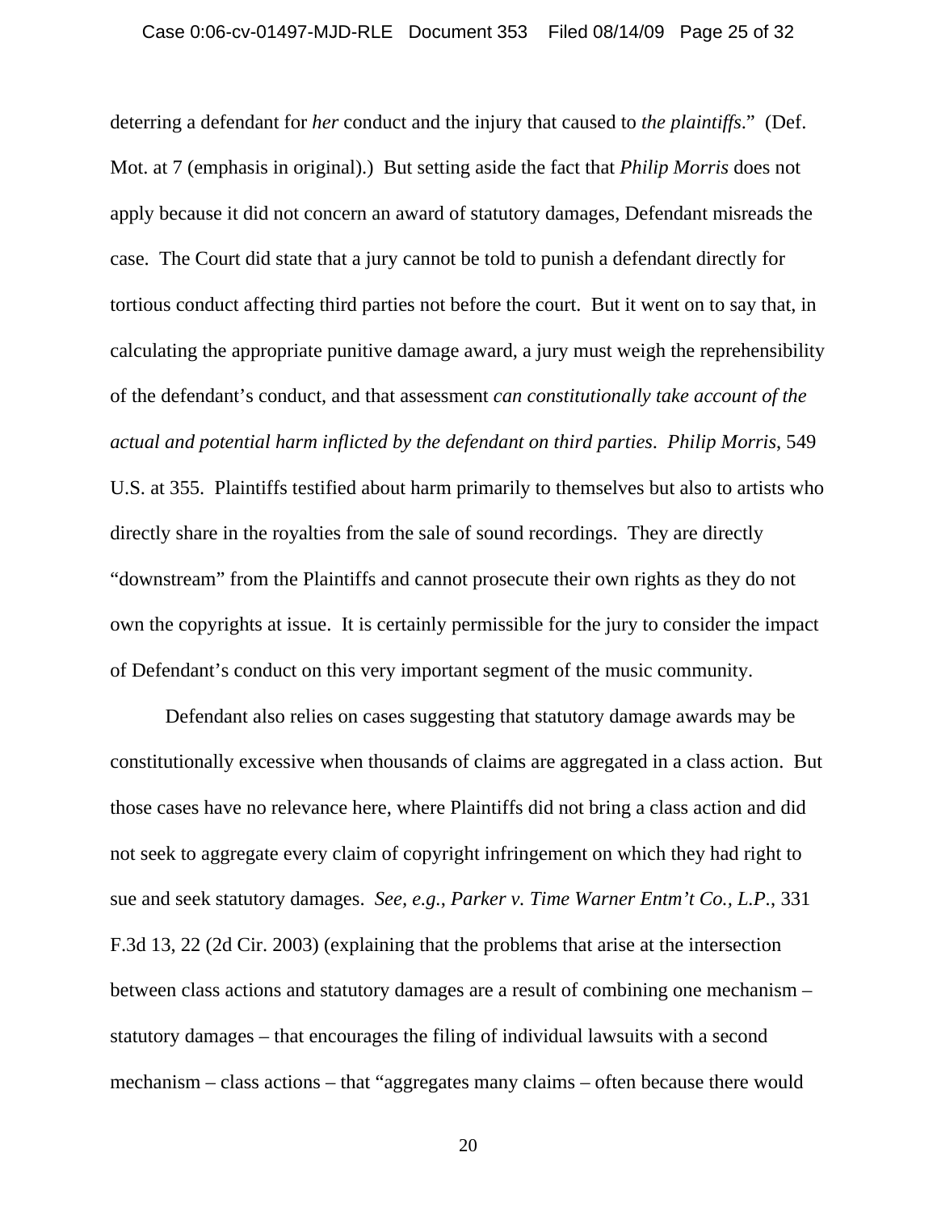deterring a defendant for *her* conduct and the injury that caused to *the plaintiffs*." (Def. Mot. at 7 (emphasis in original).) But setting aside the fact that *Philip Morris* does not apply because it did not concern an award of statutory damages, Defendant misreads the case. The Court did state that a jury cannot be told to punish a defendant directly for tortious conduct affecting third parties not before the court. But it went on to say that, in calculating the appropriate punitive damage award, a jury must weigh the reprehensibility of the defendant's conduct, and that assessment *can constitutionally take account of the actual and potential harm inflicted by the defendant on third parties*. *Philip Morris*, 549 U.S. at 355. Plaintiffs testified about harm primarily to themselves but also to artists who directly share in the royalties from the sale of sound recordings. They are directly "downstream" from the Plaintiffs and cannot prosecute their own rights as they do not own the copyrights at issue. It is certainly permissible for the jury to consider the impact of Defendant's conduct on this very important segment of the music community.

Defendant also relies on cases suggesting that statutory damage awards may be constitutionally excessive when thousands of claims are aggregated in a class action. But those cases have no relevance here, where Plaintiffs did not bring a class action and did not seek to aggregate every claim of copyright infringement on which they had right to sue and seek statutory damages. *See, e.g.*, *Parker v. Time Warner Entm't Co., L.P.*, 331 F.3d 13, 22 (2d Cir. 2003) (explaining that the problems that arise at the intersection between class actions and statutory damages are a result of combining one mechanism – statutory damages – that encourages the filing of individual lawsuits with a second mechanism – class actions – that "aggregates many claims – often because there would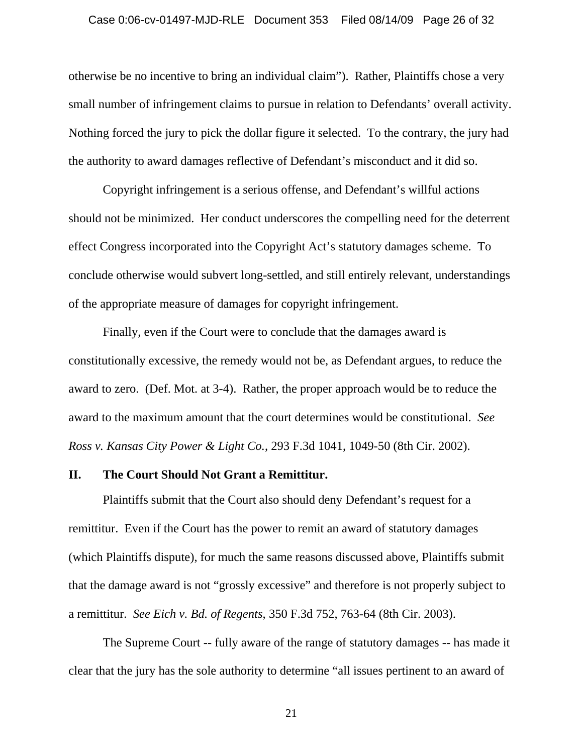otherwise be no incentive to bring an individual claim"). Rather, Plaintiffs chose a very small number of infringement claims to pursue in relation to Defendants' overall activity. Nothing forced the jury to pick the dollar figure it selected. To the contrary, the jury had the authority to award damages reflective of Defendant's misconduct and it did so.

Copyright infringement is a serious offense, and Defendant's willful actions should not be minimized. Her conduct underscores the compelling need for the deterrent effect Congress incorporated into the Copyright Act's statutory damages scheme. To conclude otherwise would subvert long-settled, and still entirely relevant, understandings of the appropriate measure of damages for copyright infringement.

Finally, even if the Court were to conclude that the damages award is constitutionally excessive, the remedy would not be, as Defendant argues, to reduce the award to zero. (Def. Mot. at 3-4). Rather, the proper approach would be to reduce the award to the maximum amount that the court determines would be constitutional. *See Ross v. Kansas City Power & Light Co.*, 293 F.3d 1041, 1049-50 (8th Cir. 2002).

## II. The Court Should Not Grant a Remittitur.

Plaintiffs submit that the Court also should deny Defendant's request for a remittitur. Even if the Court has the power to remit an award of statutory damages (which Plaintiffs dispute), for much the same reasons discussed above, Plaintiffs submit that the damage award is not "grossly excessive" and therefore is not properly subject to a remittitur. *See Eich v. Bd. of Regents*, 350 F.3d 752, 763-64 (8th Cir. 2003).

The Supreme Court -- fully aware of the range of statutory damages -- has made it clear that the jury has the sole authority to determine "all issues pertinent to an award of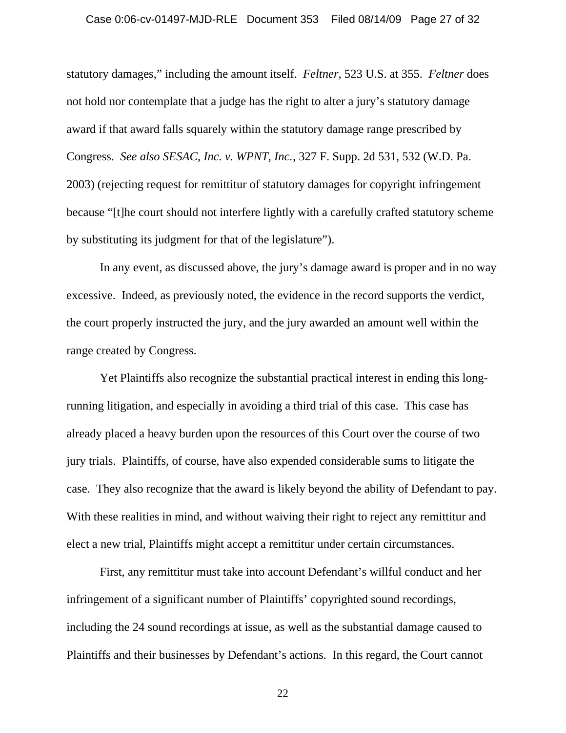statutory damages," including the amount itself. *Feltner*, 523 U.S. at 355. *Feltner* does not hold nor contemplate that a judge has the right to alter a jury's statutory damage award if that award falls squarely within the statutory damage range prescribed by Congress. *See also SESAC, Inc. v. WPNT, Inc.*, 327 F. Supp. 2d 531, 532 (W.D. Pa. 2003) (rejecting request for remittitur of statutory damages for copyright infringement because "[t]he court should not interfere lightly with a carefully crafted statutory scheme by substituting its judgment for that of the legislature").

In any event, as discussed above, the jury's damage award is proper and in no way excessive. Indeed, as previously noted, the evidence in the record supports the verdict, the court properly instructed the jury, and the jury awarded an amount well within the range created by Congress.

Yet Plaintiffs also recognize the substantial practical interest in ending this long-running litigation, and especially in avoiding a third trial of this case. This case has already placed a heavy burden upon the resources of this Court over the course of two jury trials. Plaintiffs, of course, have also expended considerable sums to litigate the case. They also recognize that the award is likely beyond the ability of Defendant to pay. With these realities in mind, and without waiving their right to reject any remittitur and elect a new trial, Plaintiffs might accept a remittitur under certain circumstances.

First, any remittitur must take into account Defendant's willful conduct and her infringement of a significant number of Plaintiffs' copyrighted sound recordings, including the 24 sound recordings at issue, as well as the substantial damage caused to Plaintiffs and their businesses by Defendant's actions. In this regard, the Court cannot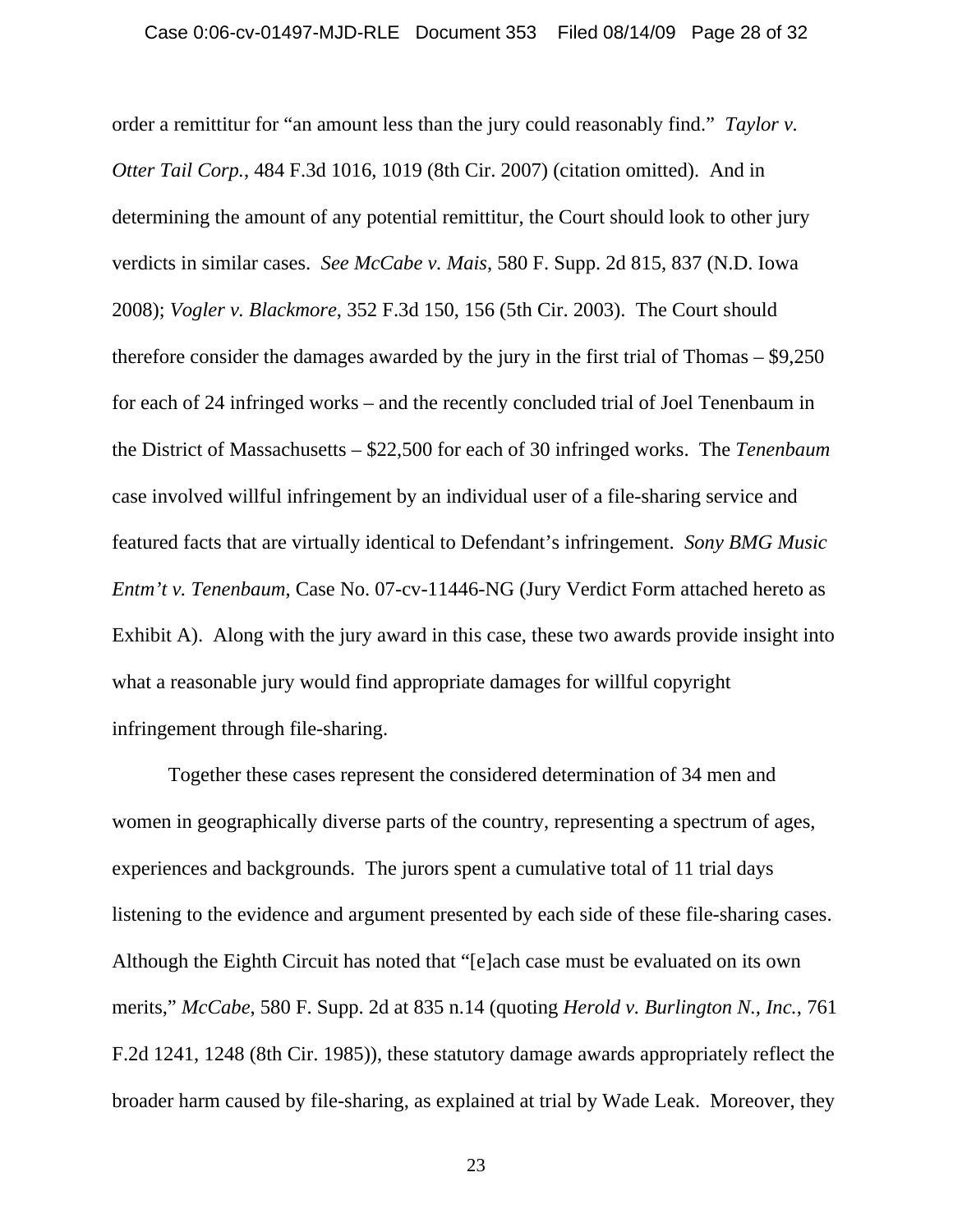order a remittitur for "an amount less than the jury could reasonably find." *Taylor v. Otter Tail Corp.*, 484 F.3d 1016, 1019 (8th Cir. 2007) (citation omitted). And in determining the amount of any potential remittitur, the Court should look to other jury verdicts in similar cases. *See McCabe v. Mais*, 580 F. Supp. 2d 815, 837 (N.D. Iowa 2008); *Vogler v. Blackmore*, 352 F.3d 150, 156 (5th Cir. 2003). The Court should therefore consider the damages awarded by the jury in the first trial of Thomas – $9,250 for each of 24 infringed works – and the recently concluded trial of Joel Tenenbaum in the District of Massachusetts – $22,500 for each of 30 infringed works. The *Tenenbaum* case involved willful infringement by an individual user of a file-sharing service and featured facts that are virtually identical to Defendant's infringement. *Sony BMG Music Entm't v. Tenenbaum*, Case No. 07-cv-11446-NG (Jury Verdict Form attached hereto as Exhibit A). Along with the jury award in this case, these two awards provide insight into what a reasonable jury would find appropriate damages for willful copyright infringement through file-sharing.

Together these cases represent the considered determination of 34 men and women in geographically diverse parts of the country, representing a spectrum of ages, experiences and backgrounds. The jurors spent a cumulative total of 11 trial days listening to the evidence and argument presented by each side of these file-sharing cases. Although the Eighth Circuit has noted that "[e]ach case must be evaluated on its own merits," *McCabe*, 580 F. Supp. 2d at 835 n.14 (quoting *Herold v. Burlington N., Inc.*, 761 F.2d 1241, 1248 (8th Cir. 1985)), these statutory damage awards appropriately reflect the broader harm caused by file-sharing, as explained at trial by Wade Leak. Moreover, they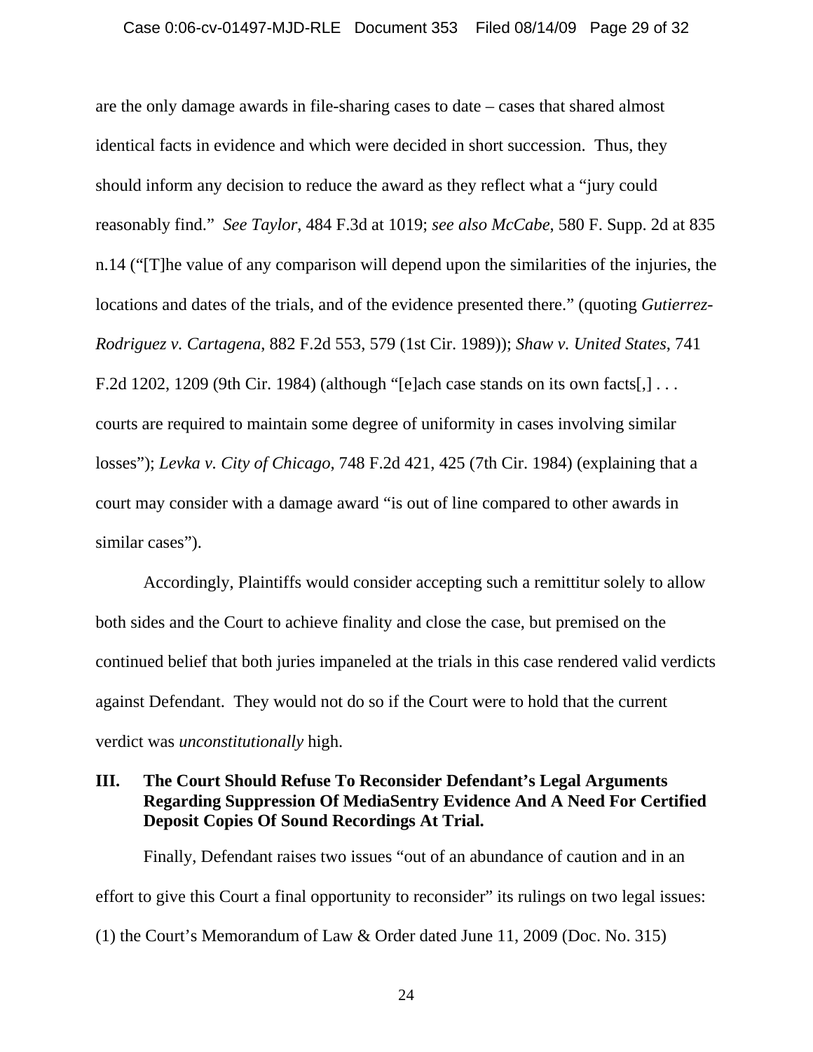are the only damage awards in file-sharing cases to date – cases that shared almost identical facts in evidence and which were decided in short succession. Thus, they should inform any decision to reduce the award as they reflect what a "jury could reasonably find." *See Taylor*, 484 F.3d at 1019; *see also McCabe*, 580 F. Supp. 2d at 835 n.14 ("[T]he value of any comparison will depend upon the similarities of the injuries, the locations and dates of the trials, and of the evidence presented there." (quoting *Gutierrez-Rodriguez v. Cartagena*, 882 F.2d 553, 579 (1st Cir. 1989)); *Shaw v. United States*, 741 F.2d 1202, 1209 (9th Cir. 1984) (although "[e]ach case stands on its own facts[,] . . . courts are required to maintain some degree of uniformity in cases involving similar losses"); *Levka v. City of Chicago*, 748 F.2d 421, 425 (7th Cir. 1984) (explaining that a court may consider with a damage award "is out of line compared to other awards in similar cases").

Accordingly, Plaintiffs would consider accepting such a remittitur solely to allow both sides and the Court to achieve finality and close the case, but premised on the continued belief that both juries impaneled at the trials in this case rendered valid verdicts against Defendant. They would not do so if the Court were to hold that the current verdict was *unconstitutionally* high.

## III. The Court Should Refuse To Reconsider Defendant's Legal Arguments Regarding Suppression Of MediaSentry Evidence And A Need For Certified Deposit Copies Of Sound Recordings At Trial.

Finally, Defendant raises two issues "out of an abundance of caution and in an effort to give this Court a final opportunity to reconsider" its rulings on two legal issues: (1) the Court's Memorandum of Law & Order dated June 11, 2009 (Doc. No. 315)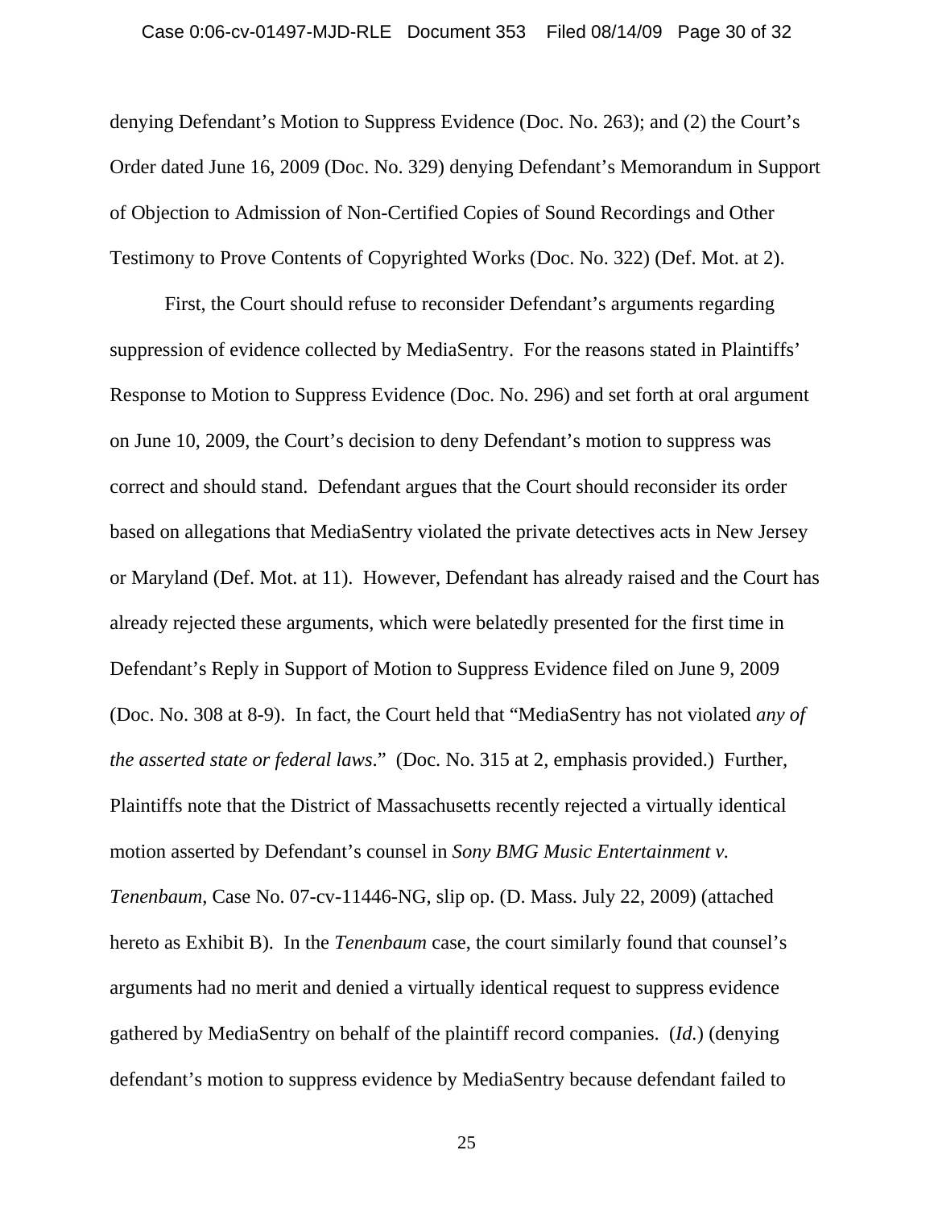denying Defendant's Motion to Suppress Evidence (Doc. No. 263); and (2) the Court's Order dated June 16, 2009 (Doc. No. 329) denying Defendant's Memorandum in Support of Objection to Admission of Non-Certified Copies of Sound Recordings and Other Testimony to Prove Contents of Copyrighted Works (Doc. No. 322) (Def. Mot. at 2).

First, the Court should refuse to reconsider Defendant's arguments regarding suppression of evidence collected by MediaSentry. For the reasons stated in Plaintiffs' Response to Motion to Suppress Evidence (Doc. No. 296) and set forth at oral argument on June 10, 2009, the Court's decision to deny Defendant's motion to suppress was correct and should stand. Defendant argues that the Court should reconsider its order based on allegations that MediaSentry violated the private detectives acts in New Jersey or Maryland (Def. Mot. at 11). However, Defendant has already raised and the Court has already rejected these arguments, which were belatedly presented for the first time in Defendant's Reply in Support of Motion to Suppress Evidence filed on June 9, 2009 (Doc. No. 308 at 8-9). In fact, the Court held that "MediaSentry has not violated *any of the asserted state or federal laws*." (Doc. No. 315 at 2, emphasis provided.) Further, Plaintiffs note that the District of Massachusetts recently rejected a virtually identical motion asserted by Defendant's counsel in *Sony BMG Music Entertainment v. Tenenbaum*, Case No. 07-cv-11446-NG, slip op. (D. Mass. July 22, 2009) (attached hereto as Exhibit B). In the *Tenenbaum* case, the court similarly found that counsel's arguments had no merit and denied a virtually identical request to suppress evidence gathered by MediaSentry on behalf of the plaintiff record companies. (*Id.*) (denying defendant's motion to suppress evidence by MediaSentry because defendant failed to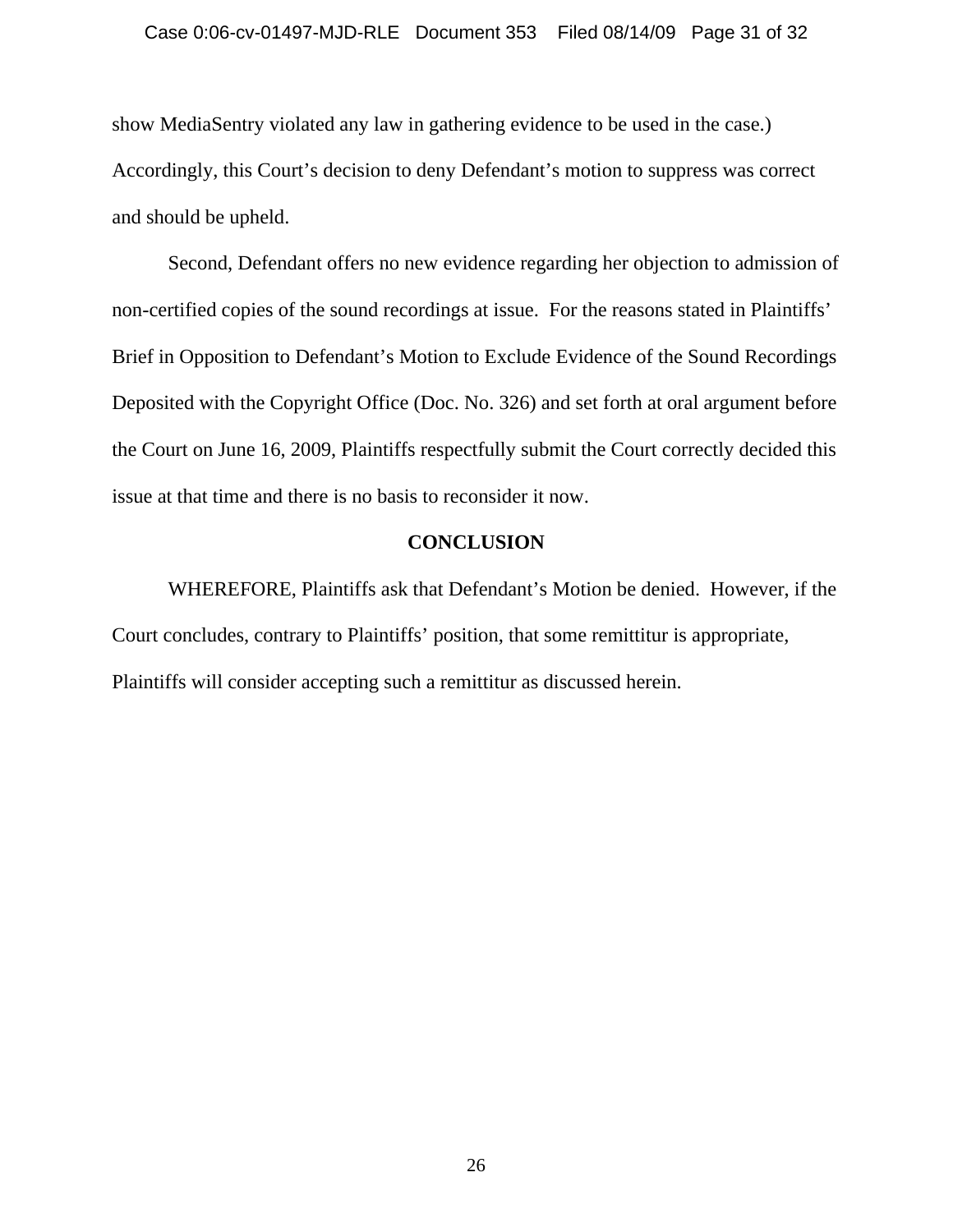show MediaSentry violated any law in gathering evidence to be used in the case.) Accordingly, this Court's decision to deny Defendant's motion to suppress was correct and should be upheld.

Second, Defendant offers no new evidence regarding her objection to admission of non-certified copies of the sound recordings at issue. For the reasons stated in Plaintiffs' Brief in Opposition to Defendant's Motion to Exclude Evidence of the Sound Recordings Deposited with the Copyright Office (Doc. No. 326) and set forth at oral argument before the Court on June 16, 2009, Plaintiffs respectfully submit the Court correctly decided this issue at that time and there is no basis to reconsider it now.

## CONCLUSION

WHEREFORE, Plaintiffs ask that Defendant's Motion be denied. However, if the Court concludes, contrary to Plaintiffs' position, that some remittitur is appropriate, Plaintiffs will consider accepting such a remittitur as discussed herein.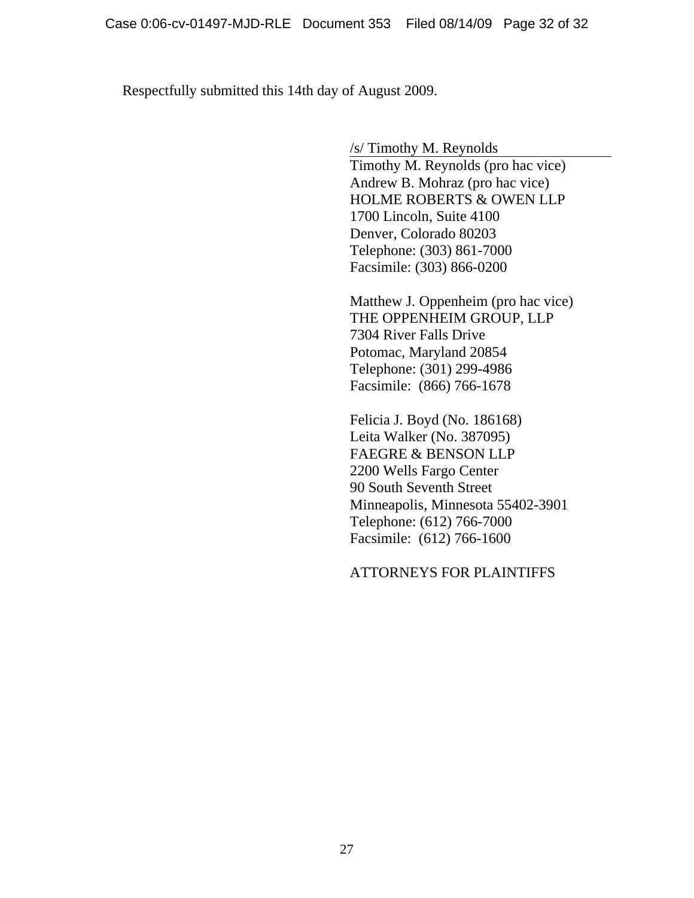Respectfully submitted this 14th day of August 2009.

/s/ Timothy M. Reynolds
Timothy M. Reynolds (pro hac vice)
Andrew B. Mohraz (pro hac vice)
HOLME ROBERTS & OWEN LLP
1700 Lincoln, Suite 4100
Denver, Colorado 80203
Telephone: (303) 861-7000
Facsimile: (303) 866-0200

Matthew J. Oppenheim (pro hac vice)
THE OPPENHEIM GROUP, LLP
7304 River Falls Drive
Potomac, Maryland 20854
Telephone: (301) 299-4986
Facsimile: (866) 766-1678

Felicia J. Boyd (No. 186168)
Leita Walker (No. 387095)
FAEGRE & BENSON LLP
2200 Wells Fargo Center
90 South Seventh Street
Minneapolis, Minnesota 55402-3901
Telephone: (612) 766-7000
Facsimile: (612) 766-1600

ATTORNEYS FOR PLAINTIFFS